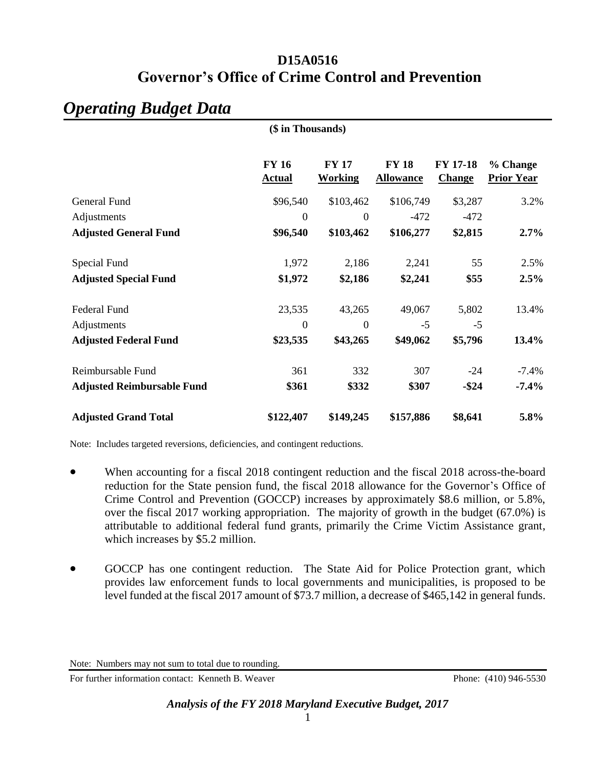# D15A0516
# Governor's Office of Crime Control and Prevention

## *Operating Budget Data*

(\$ in Thousands)

| | FY 16 Actual | FY 17 Working | FY 18 Allowance | FY 17-18 Change | % Change Prior Year |
|---|---|---|---|---|---|
| General Fund | $96,540 | $103,462 | $106,749 | $3,287 | 3.2% |
| Adjustments | 0 | 0 | -472 | -472 | |
| **Adjusted General Fund** | **$96,540** | **$103,462** | **$106,277** | **$2,815** | **2.7%** |
| Special Fund | 1,972 | 2,186 | 2,241 | 55 | 2.5% |
| **Adjusted Special Fund** | **$1,972** | **$2,186** | **$2,241** | **$55** | **2.5%** |
| Federal Fund | 23,535 | 43,265 | 49,067 | 5,802 | 13.4% |
| Adjustments | 0 | 0 | -5 | -5 | |
| **Adjusted Federal Fund** | **$23,535** | **$43,265** | **$49,062** | **$5,796** | **13.4%** |
| Reimbursable Fund | 361 | 332 | 307 | -24 | -7.4% |
| **Adjusted Reimbursable Fund** | **$361** | **$332** | **$307** | **-$24** | **-7.4%** |
| **Adjusted Grand Total** | **$122,407** | **$149,245** | **$157,886** | **$8,641** | **5.8%** |

Note: Includes targeted reversions, deficiencies, and contingent reductions.

- When accounting for a fiscal 2018 contingent reduction and the fiscal 2018 across-the-board reduction for the State pension fund, the fiscal 2018 allowance for the Governor's Office of Crime Control and Prevention (GOCCP) increases by approximately $8.6 million, or 5.8%, over the fiscal 2017 working appropriation. The majority of growth in the budget (67.0%) is attributable to additional federal fund grants, primarily the Crime Victim Assistance grant, which increases by $5.2 million.

- GOCCP has one contingent reduction. The State Aid for Police Protection grant, which provides law enforcement funds to local governments and municipalities, is proposed to be level funded at the fiscal 2017 amount of $73.7 million, a decrease of $465,142 in general funds.

Note: Numbers may not sum to total due to rounding.

For further information contact: Kenneth B. Weaver Phone: (410) 946-5530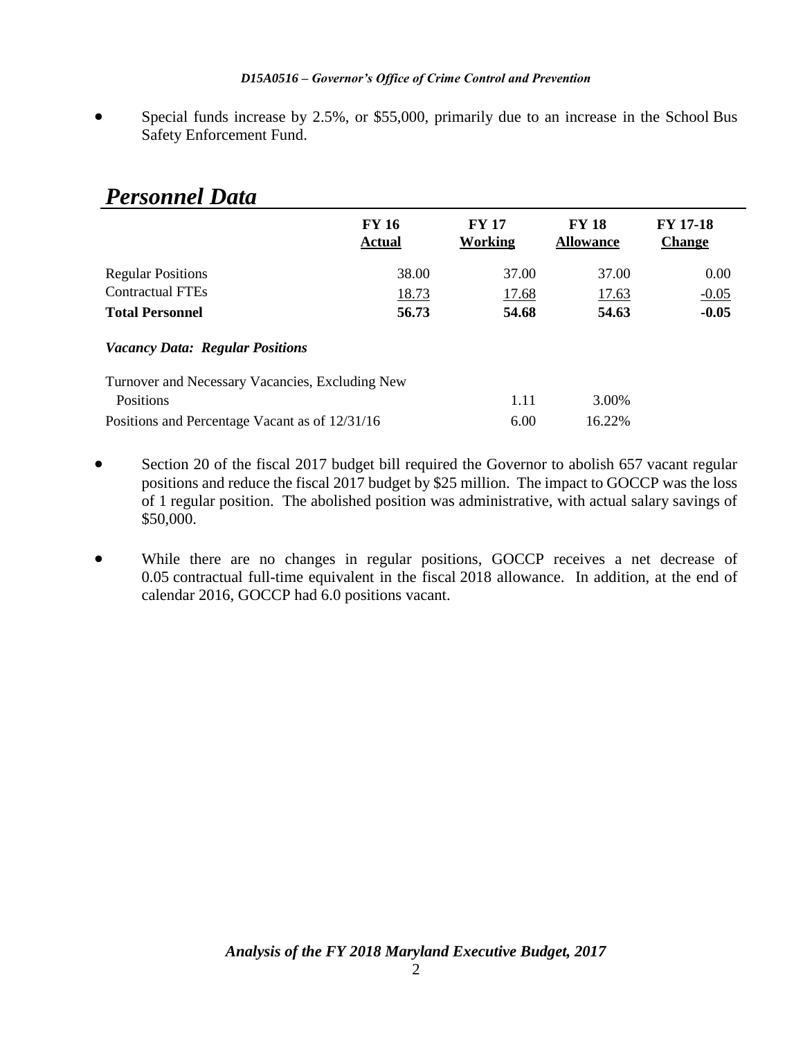- Special funds increase by 2.5%, or $55,000, primarily due to an increase in the School Bus Safety Enforcement Fund.

## *Personnel Data*

| | FY 16 Actual | FY 17 Working | FY 18 Allowance | FY 17-18 Change |
|---|---|---|---|---|
| Regular Positions | 38.00 | 37.00 | 37.00 | 0.00 |
| Contractual FTEs | 18.73 | 17.68 | 17.63 | -0.05 |
| **Total Personnel** | **56.73** | **54.68** | **54.63** | **-0.05** |

***Vacancy Data: Regular Positions***

| | | |
|---|---|---|
| Turnover and Necessary Vacancies, Excluding New Positions | 1.11 | 3.00% |
| Positions and Percentage Vacant as of 12/31/16 | 6.00 | 16.22% |

- Section 20 of the fiscal 2017 budget bill required the Governor to abolish 657 vacant regular positions and reduce the fiscal 2017 budget by $25 million. The impact to GOCCP was the loss of 1 regular position. The abolished position was administrative, with actual salary savings of $50,000.

- While there are no changes in regular positions, GOCCP receives a net decrease of 0.05 contractual full-time equivalent in the fiscal 2018 allowance. In addition, at the end of calendar 2016, GOCCP had 6.0 positions vacant.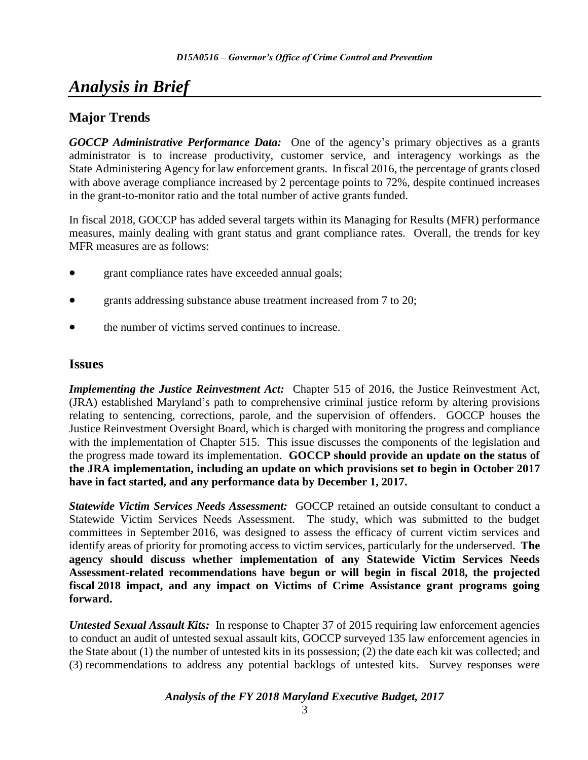# *Analysis in Brief*

## Major Trends

***GOCCP Administrative Performance Data:*** One of the agency's primary objectives as a grants administrator is to increase productivity, customer service, and interagency workings as the State Administering Agency for law enforcement grants. In fiscal 2016, the percentage of grants closed with above average compliance increased by 2 percentage points to 72%, despite continued increases in the grant-to-monitor ratio and the total number of active grants funded.

In fiscal 2018, GOCCP has added several targets within its Managing for Results (MFR) performance measures, mainly dealing with grant status and grant compliance rates. Overall, the trends for key MFR measures are as follows:

- grant compliance rates have exceeded annual goals;
- grants addressing substance abuse treatment increased from 7 to 20;
- the number of victims served continues to increase.

## Issues

***Implementing the Justice Reinvestment Act:*** Chapter 515 of 2016, the Justice Reinvestment Act, (JRA) established Maryland's path to comprehensive criminal justice reform by altering provisions relating to sentencing, corrections, parole, and the supervision of offenders. GOCCP houses the Justice Reinvestment Oversight Board, which is charged with monitoring the progress and compliance with the implementation of Chapter 515. This issue discusses the components of the legislation and the progress made toward its implementation. **GOCCP should provide an update on the status of the JRA implementation, including an update on which provisions set to begin in October 2017 have in fact started, and any performance data by December 1, 2017.**

***Statewide Victim Services Needs Assessment:*** GOCCP retained an outside consultant to conduct a Statewide Victim Services Needs Assessment. The study, which was submitted to the budget committees in September 2016, was designed to assess the efficacy of current victim services and identify areas of priority for promoting access to victim services, particularly for the underserved. **The agency should discuss whether implementation of any Statewide Victim Services Needs Assessment-related recommendations have begun or will begin in fiscal 2018, the projected fiscal 2018 impact, and any impact on Victims of Crime Assistance grant programs going forward.**

***Untested Sexual Assault Kits:*** In response to Chapter 37 of 2015 requiring law enforcement agencies to conduct an audit of untested sexual assault kits, GOCCP surveyed 135 law enforcement agencies in the State about (1) the number of untested kits in its possession; (2) the date each kit was collected; and (3) recommendations to address any potential backlogs of untested kits. Survey responses were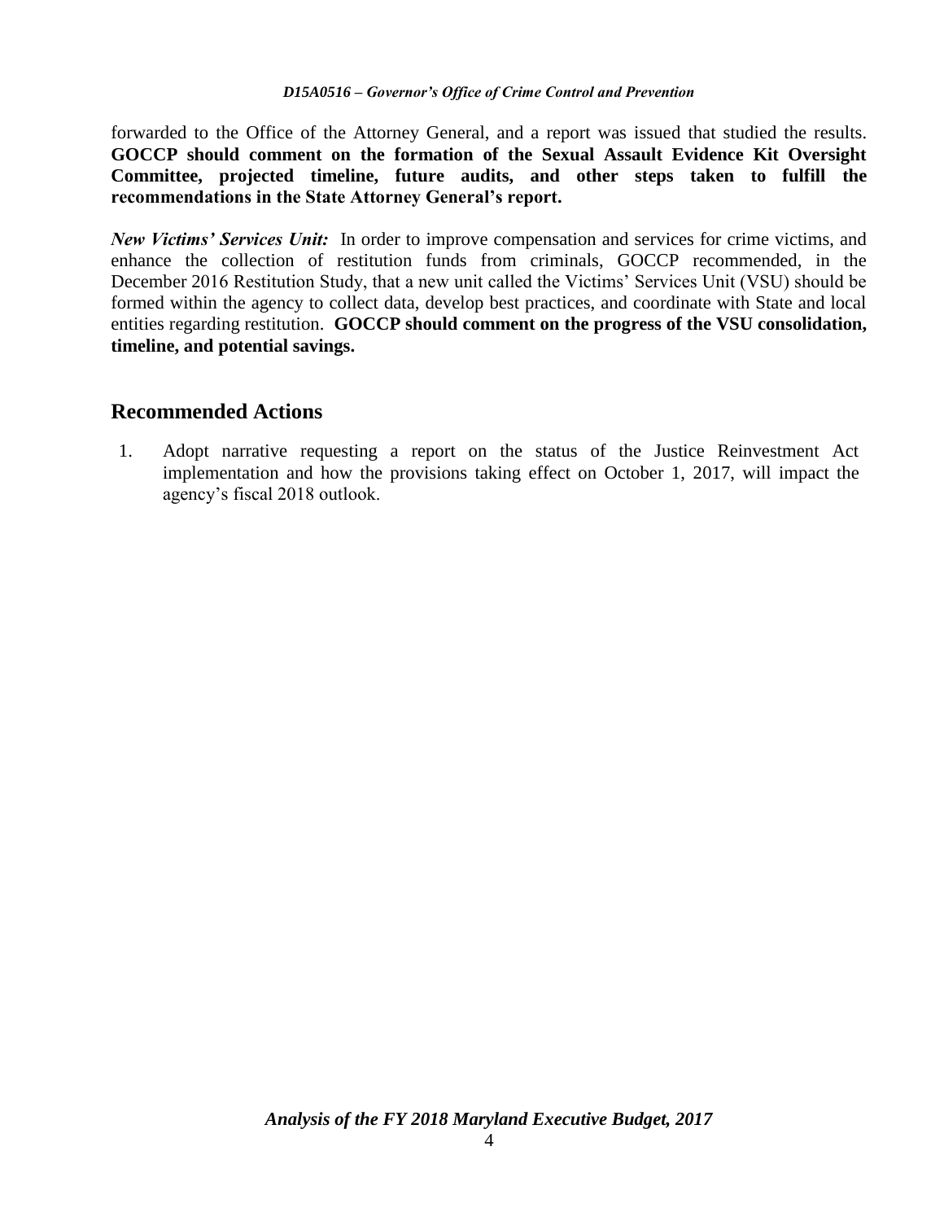forwarded to the Office of the Attorney General, and a report was issued that studied the results. **GOCCP should comment on the formation of the Sexual Assault Evidence Kit Oversight Committee, projected timeline, future audits, and other steps taken to fulfill the recommendations in the State Attorney General's report.**

***New Victims' Services Unit:*** In order to improve compensation and services for crime victims, and enhance the collection of restitution funds from criminals, GOCCP recommended, in the December 2016 Restitution Study, that a new unit called the Victims' Services Unit (VSU) should be formed within the agency to collect data, develop best practices, and coordinate with State and local entities regarding restitution. **GOCCP should comment on the progress of the VSU consolidation, timeline, and potential savings.**

## Recommended Actions

1. Adopt narrative requesting a report on the status of the Justice Reinvestment Act implementation and how the provisions taking effect on October 1, 2017, will impact the agency's fiscal 2018 outlook.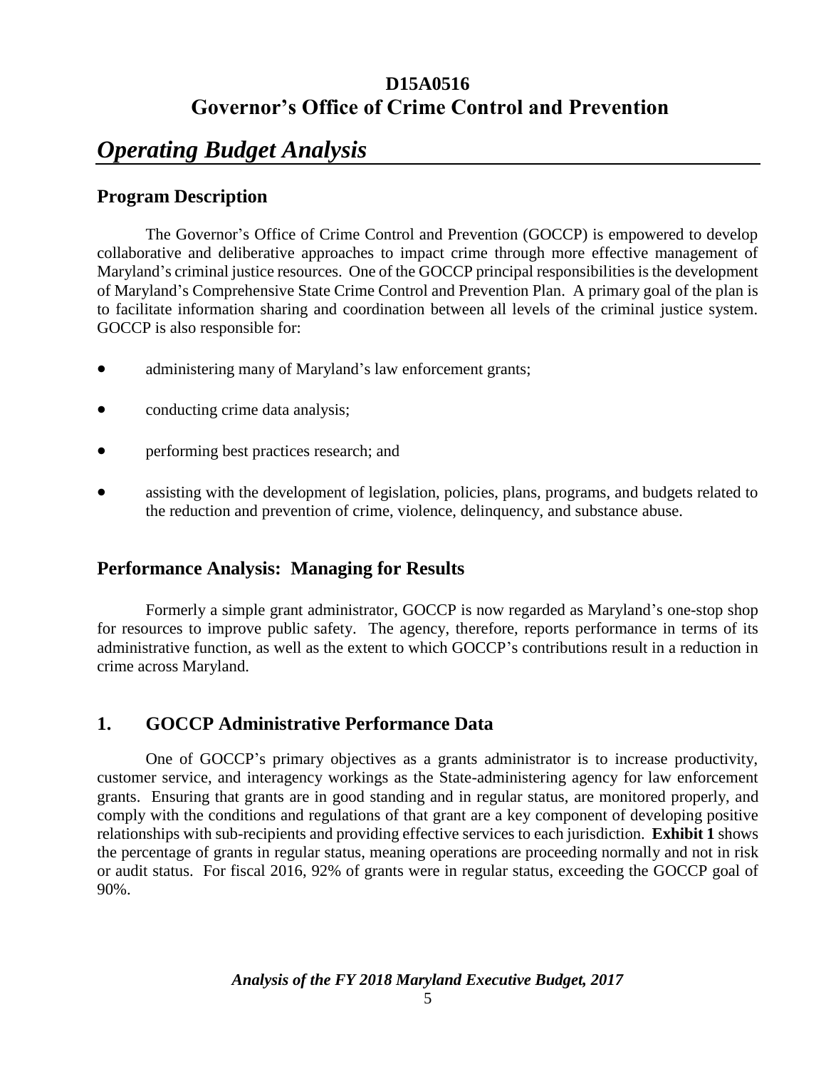# D15A0516
# Governor's Office of Crime Control and Prevention

## *Operating Budget Analysis*

### Program Description

The Governor's Office of Crime Control and Prevention (GOCCP) is empowered to develop collaborative and deliberative approaches to impact crime through more effective management of Maryland's criminal justice resources. One of the GOCCP principal responsibilities is the development of Maryland's Comprehensive State Crime Control and Prevention Plan. A primary goal of the plan is to facilitate information sharing and coordination between all levels of the criminal justice system. GOCCP is also responsible for:

- administering many of Maryland's law enforcement grants;
- conducting crime data analysis;
- performing best practices research; and
- assisting with the development of legislation, policies, plans, programs, and budgets related to the reduction and prevention of crime, violence, delinquency, and substance abuse.

### Performance Analysis: Managing for Results

Formerly a simple grant administrator, GOCCP is now regarded as Maryland's one-stop shop for resources to improve public safety. The agency, therefore, reports performance in terms of its administrative function, as well as the extent to which GOCCP's contributions result in a reduction in crime across Maryland.

### 1. GOCCP Administrative Performance Data

One of GOCCP's primary objectives as a grants administrator is to increase productivity, customer service, and interagency workings as the State-administering agency for law enforcement grants. Ensuring that grants are in good standing and in regular status, are monitored properly, and comply with the conditions and regulations of that grant are a key component of developing positive relationships with sub-recipients and providing effective services to each jurisdiction. **Exhibit 1** shows the percentage of grants in regular status, meaning operations are proceeding normally and not in risk or audit status. For fiscal 2016, 92% of grants were in regular status, exceeding the GOCCP goal of 90%.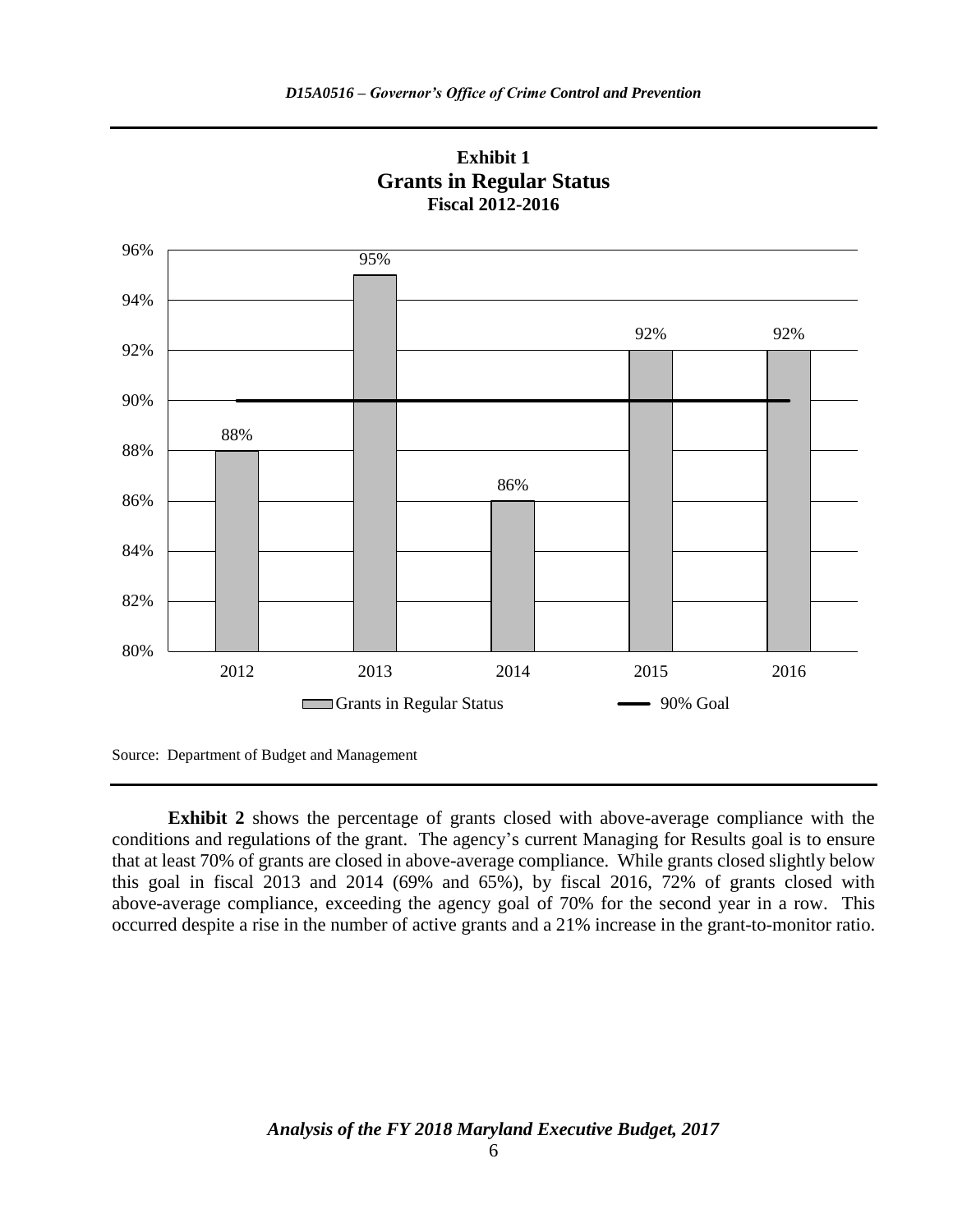**Exhibit 1**
**Grants in Regular Status**
**Fiscal 2012-2016**

96%
94%
92%
90%
88%
86%
84%
82%
80%

95%
92%
92%
88%
86%

2012
2013
2014
2015
2016

Grants in Regular Status
90% Goal

Source: Department of Budget and Management

**Exhibit 2** shows the percentage of grants closed with above-average compliance with the conditions and regulations of the grant. The agency's current Managing for Results goal is to ensure that at least 70% of grants are closed in above-average compliance. While grants closed slightly below this goal in fiscal 2013 and 2014 (69% and 65%), by fiscal 2016, 72% of grants closed with above-average compliance, exceeding the agency goal of 70% for the second year in a row. This occurred despite a rise in the number of active grants and a 21% increase in the grant-to-monitor ratio.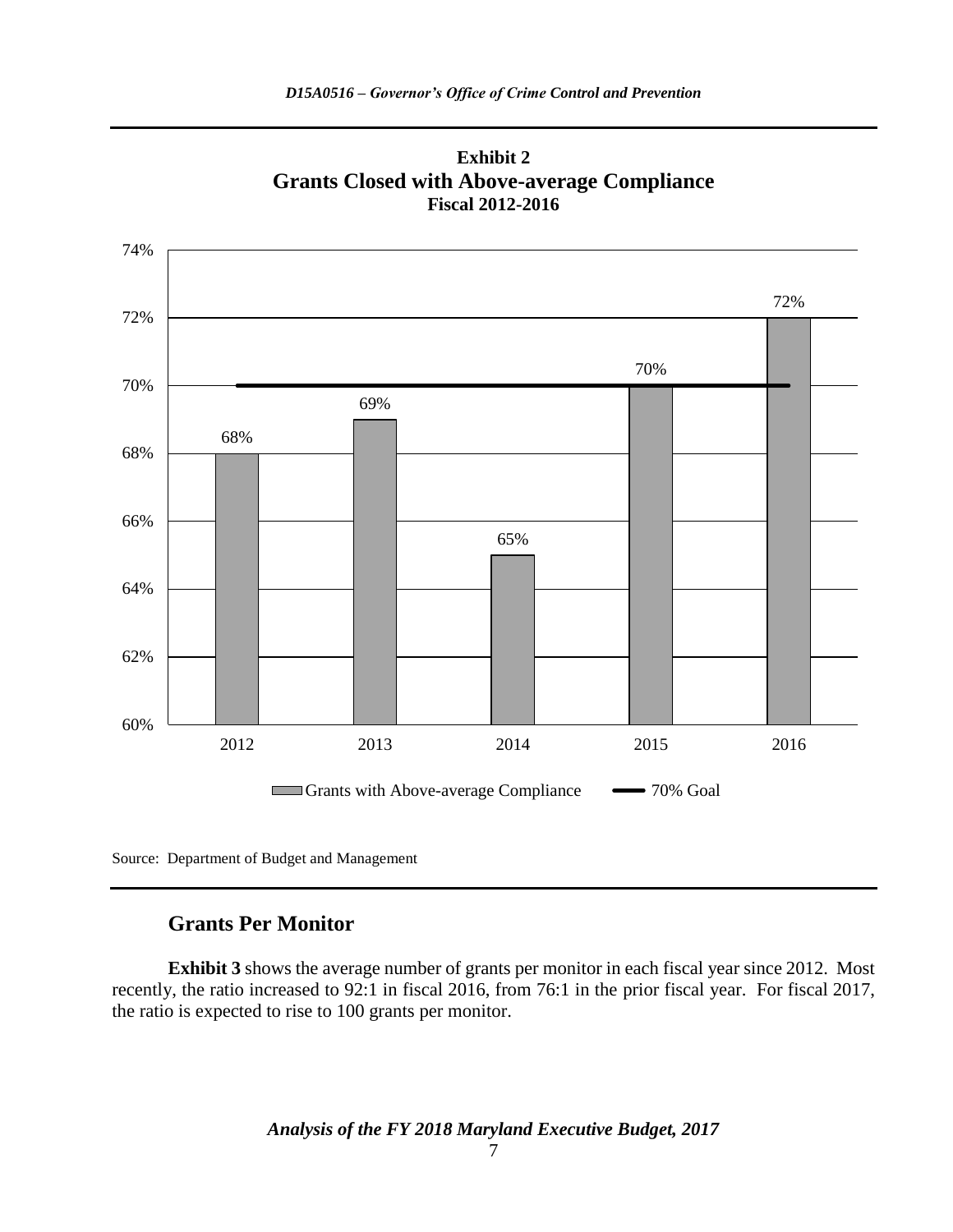**Exhibit 2**
**Grants Closed with Above-average Compliance**
**Fiscal 2012-2016**

74%
72%
70%
68%
66%
64%
62%
60%

68%
69%
65%
70%
72%

2012
2013
2014
2015
2016

Grants with Above-average Compliance
70% Goal

Source: Department of Budget and Management

## Grants Per Monitor

**Exhibit 3** shows the average number of grants per monitor in each fiscal year since 2012. Most recently, the ratio increased to 92:1 in fiscal 2016, from 76:1 in the prior fiscal year. For fiscal 2017, the ratio is expected to rise to 100 grants per monitor.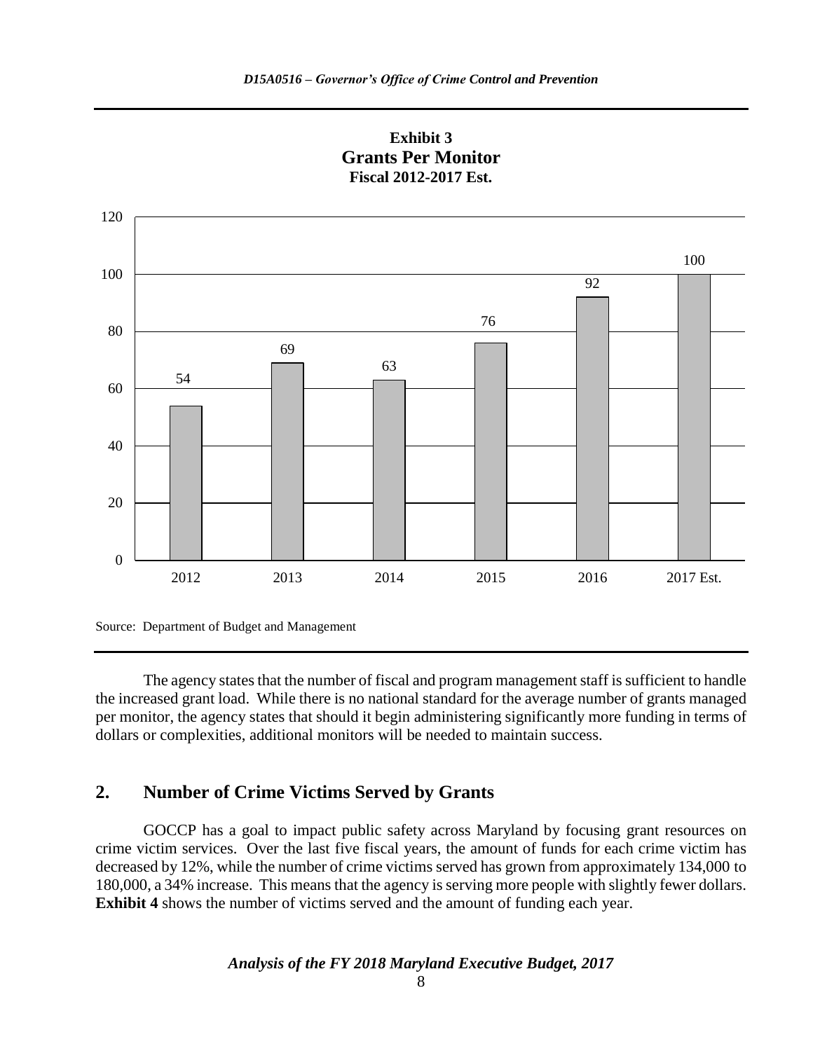**Exhibit 3**
**Grants Per Monitor**
**Fiscal 2012-2017 Est.**

120
100
80
60
40
20
0

54
69
63
76
92
100

2012
2013
2014
2015
2016
2017 Est.

Source: Department of Budget and Management

The agency states that the number of fiscal and program management staff is sufficient to handle the increased grant load. While there is no national standard for the average number of grants managed per monitor, the agency states that should it begin administering significantly more funding in terms of dollars or complexities, additional monitors will be needed to maintain success.

## 2. Number of Crime Victims Served by Grants

GOCCP has a goal to impact public safety across Maryland by focusing grant resources on crime victim services. Over the last five fiscal years, the amount of funds for each crime victim has decreased by 12%, while the number of crime victims served has grown from approximately 134,000 to 180,000, a 34% increase. This means that the agency is serving more people with slightly fewer dollars. **Exhibit 4** shows the number of victims served and the amount of funding each year.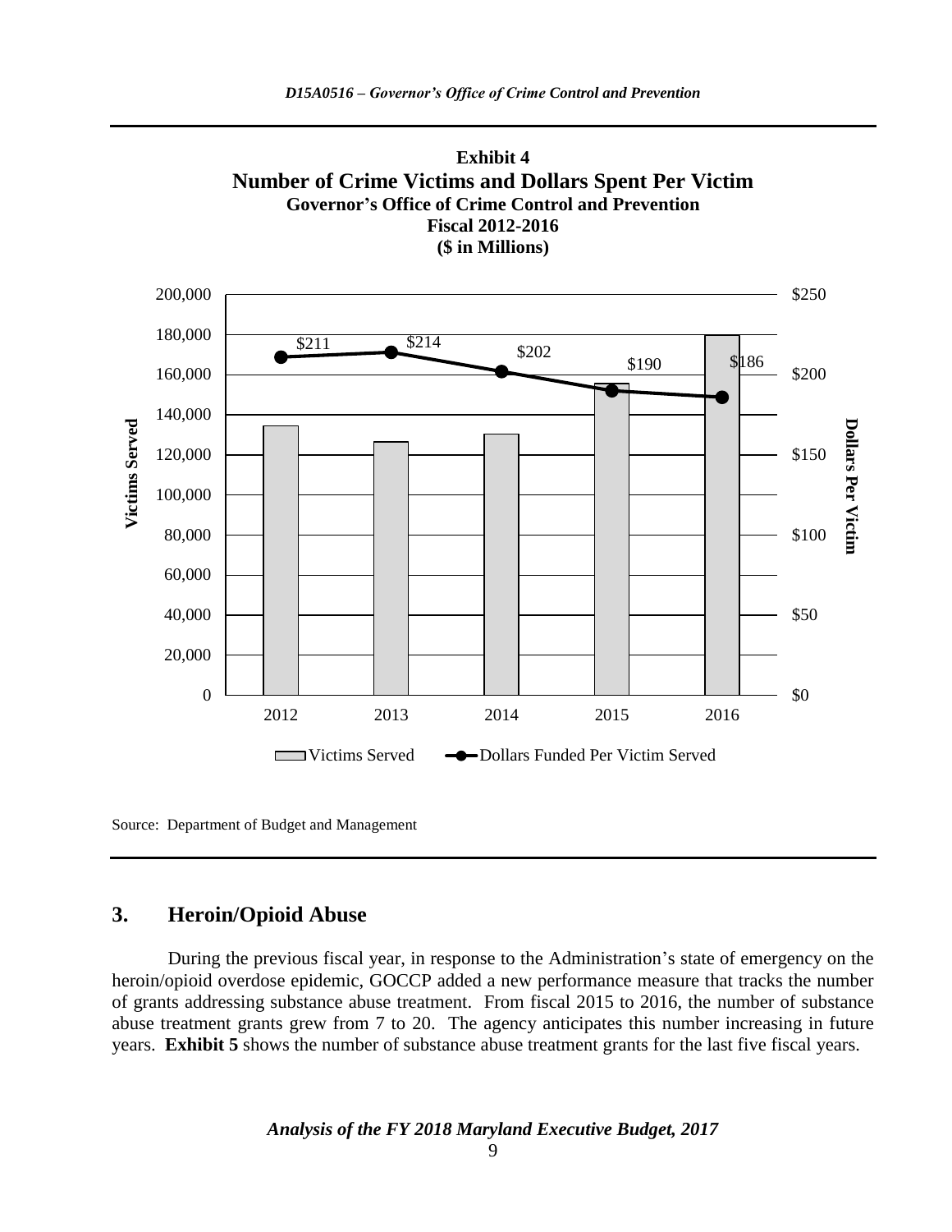**Exhibit 4**
**Number of Crime Victims and Dollars Spent Per Victim**
**Governor's Office of Crime Control and Prevention**
**Fiscal 2012-2016**
**($ in Millions)**

Victims Served

200,000
180,000
160,000
140,000
120,000
100,000
80,000
60,000
40,000
20,000
0

Dollars Per Victim

$250
$200
$150
$100
$50
$0

$211
$214
$202
$190
$186

2012
2013
2014
2015
2016

Victims Served
Dollars Funded Per Victim Served

Source: Department of Budget and Management

## 3. Heroin/Opioid Abuse

During the previous fiscal year, in response to the Administration's state of emergency on the heroin/opioid overdose epidemic, GOCCP added a new performance measure that tracks the number of grants addressing substance abuse treatment. From fiscal 2015 to 2016, the number of substance abuse treatment grants grew from 7 to 20. The agency anticipates this number increasing in future years. **Exhibit 5** shows the number of substance abuse treatment grants for the last five fiscal years.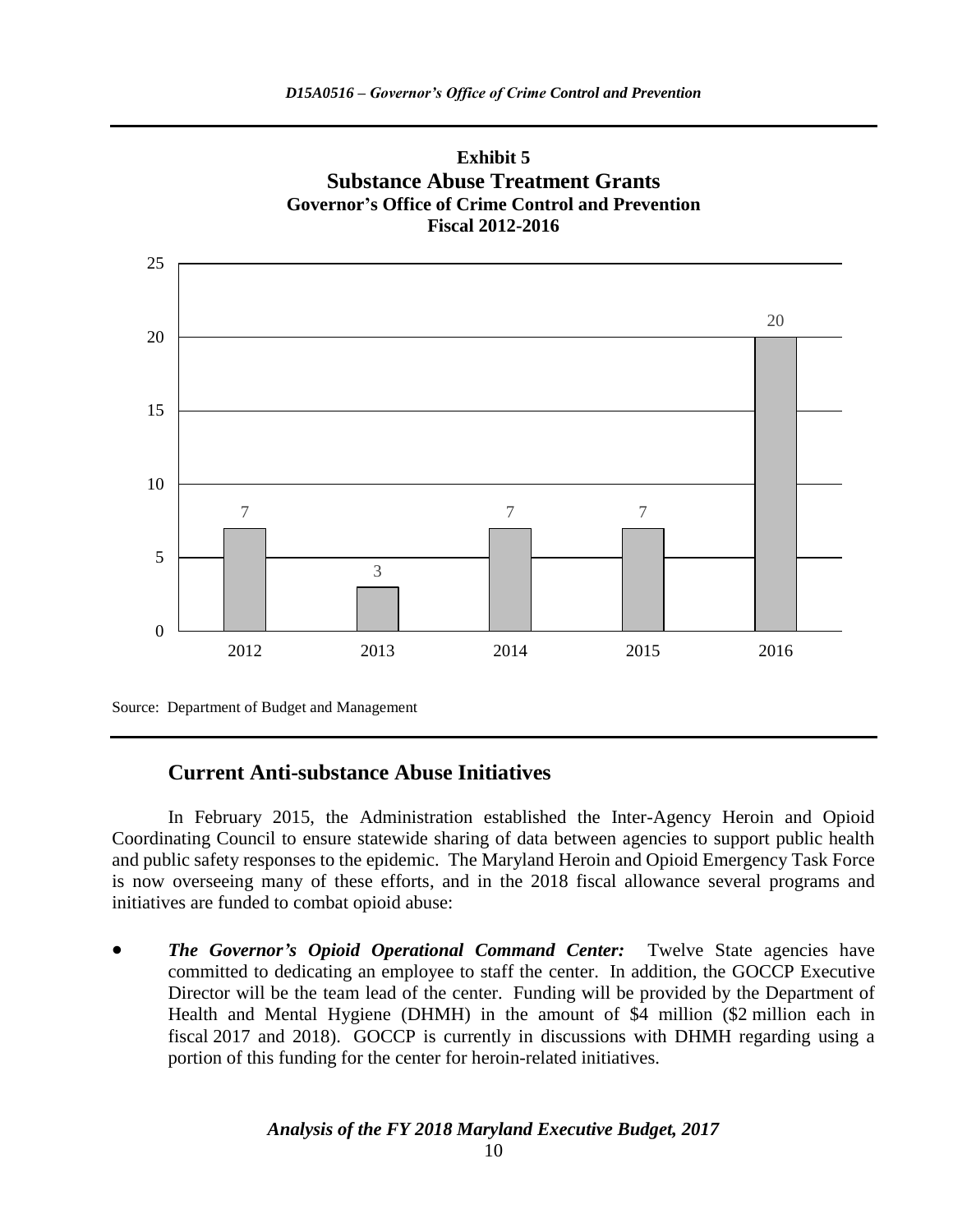**Exhibit 5**
**Substance Abuse Treatment Grants**
**Governor's Office of Crime Control and Prevention**
**Fiscal 2012-2016**

25
20
15
10
5
0

7
3
7
7
20

2012
2013
2014
2015
2016

Source: Department of Budget and Management

## Current Anti-substance Abuse Initiatives

In February 2015, the Administration established the Inter-Agency Heroin and Opioid Coordinating Council to ensure statewide sharing of data between agencies to support public health and public safety responses to the epidemic. The Maryland Heroin and Opioid Emergency Task Force is now overseeing many of these efforts, and in the 2018 fiscal allowance several programs and initiatives are funded to combat opioid abuse:

- ***The Governor's Opioid Operational Command Center:*** Twelve State agencies have committed to dedicating an employee to staff the center. In addition, the GOCCP Executive Director will be the team lead of the center. Funding will be provided by the Department of Health and Mental Hygiene (DHMH) in the amount of $4 million ($2 million each in fiscal 2017 and 2018). GOCCP is currently in discussions with DHMH regarding using a portion of this funding for the center for heroin-related initiatives.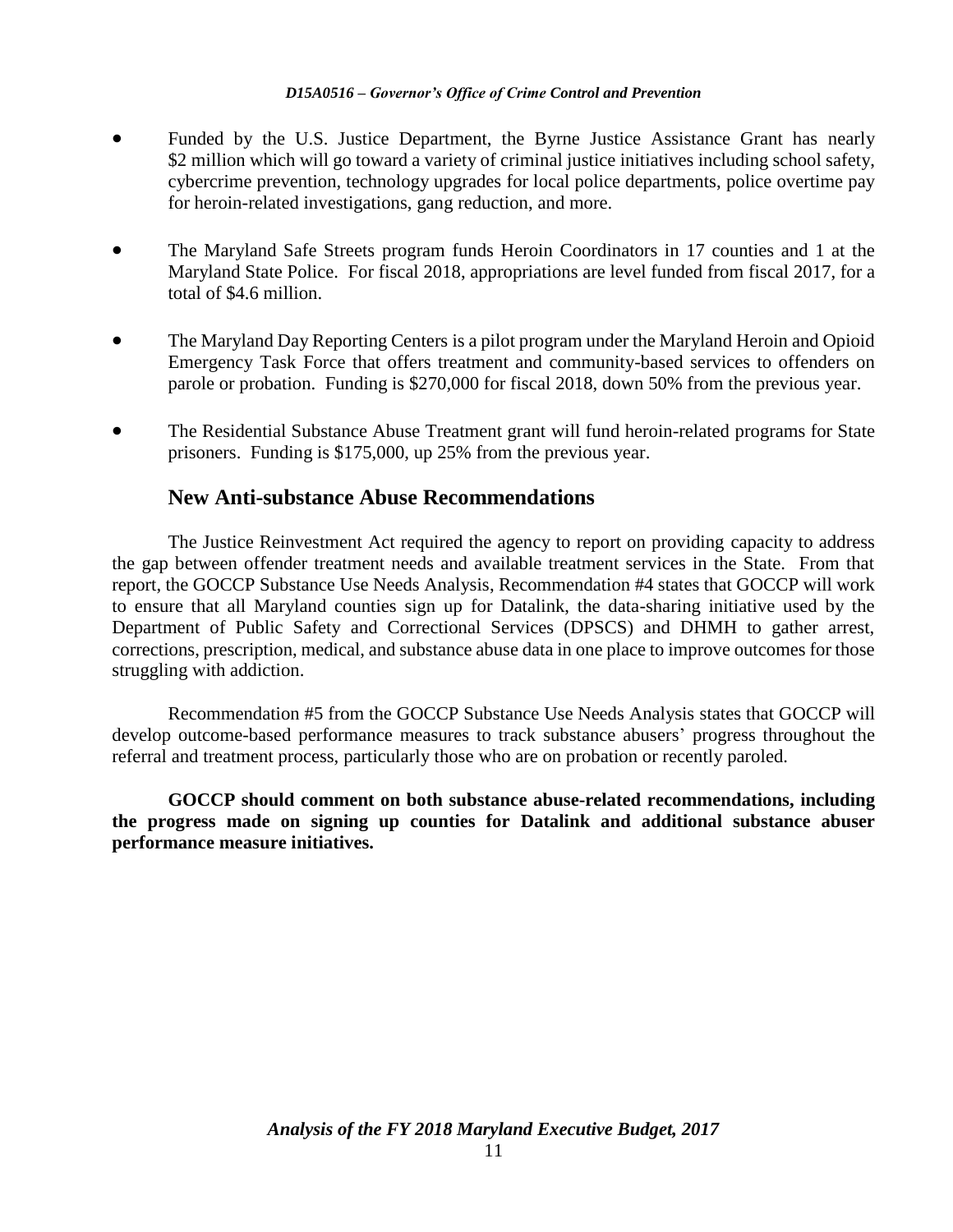- Funded by the U.S. Justice Department, the Byrne Justice Assistance Grant has nearly \$2 million which will go toward a variety of criminal justice initiatives including school safety, cybercrime prevention, technology upgrades for local police departments, police overtime pay for heroin-related investigations, gang reduction, and more.

- The Maryland Safe Streets program funds Heroin Coordinators in 17 counties and 1 at the Maryland State Police. For fiscal 2018, appropriations are level funded from fiscal 2017, for a total of \$4.6 million.

- The Maryland Day Reporting Centers is a pilot program under the Maryland Heroin and Opioid Emergency Task Force that offers treatment and community-based services to offenders on parole or probation. Funding is \$270,000 for fiscal 2018, down 50% from the previous year.

- The Residential Substance Abuse Treatment grant will fund heroin-related programs for State prisoners. Funding is \$175,000, up 25% from the previous year.

## New Anti-substance Abuse Recommendations

The Justice Reinvestment Act required the agency to report on providing capacity to address the gap between offender treatment needs and available treatment services in the State. From that report, the GOCCP Substance Use Needs Analysis, Recommendation #4 states that GOCCP will work to ensure that all Maryland counties sign up for Datalink, the data-sharing initiative used by the Department of Public Safety and Correctional Services (DPSCS) and DHMH to gather arrest, corrections, prescription, medical, and substance abuse data in one place to improve outcomes for those struggling with addiction.

Recommendation #5 from the GOCCP Substance Use Needs Analysis states that GOCCP will develop outcome-based performance measures to track substance abusers' progress throughout the referral and treatment process, particularly those who are on probation or recently paroled.

**GOCCP should comment on both substance abuse-related recommendations, including the progress made on signing up counties for Datalink and additional substance abuser performance measure initiatives.**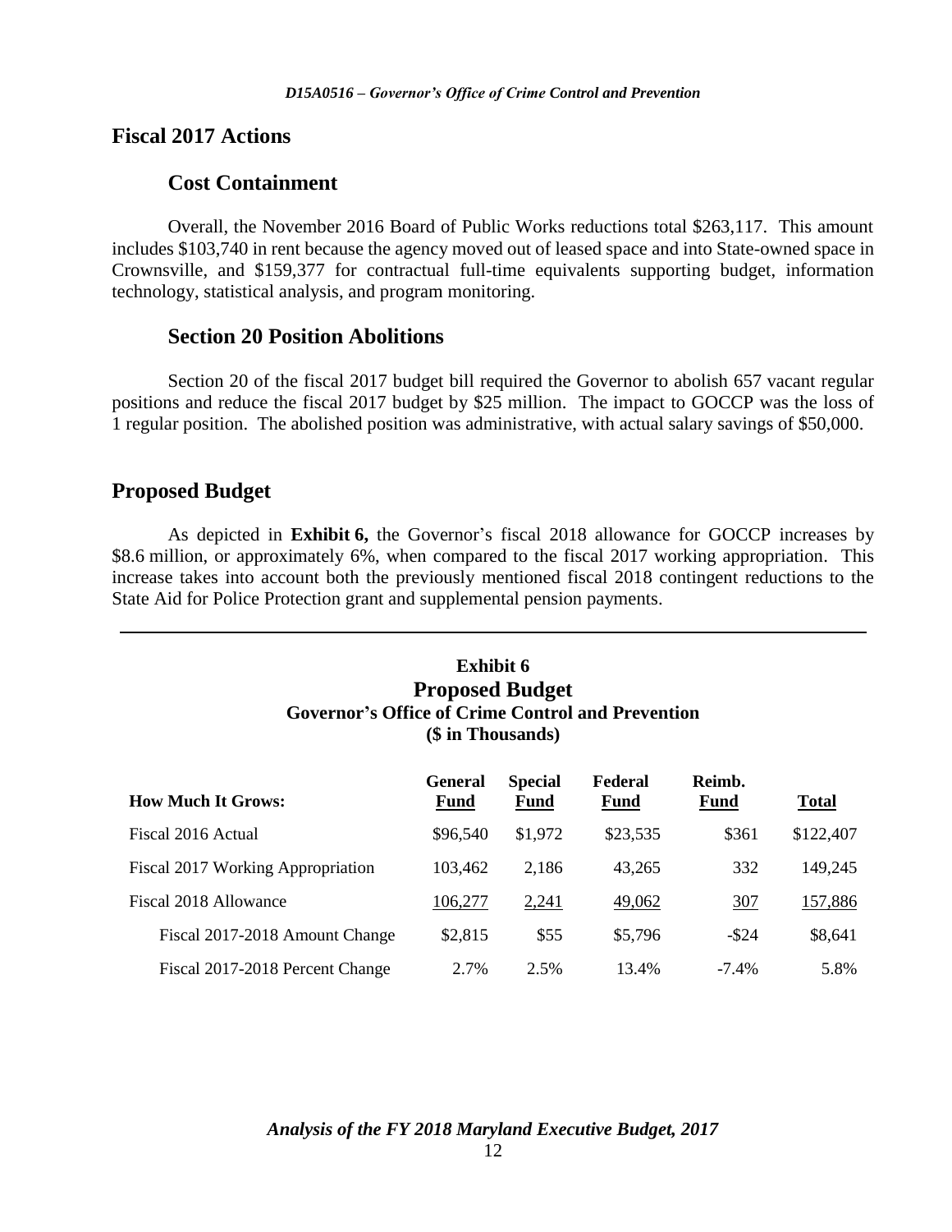## Fiscal 2017 Actions

### Cost Containment

Overall, the November 2016 Board of Public Works reductions total $263,117. This amount includes $103,740 in rent because the agency moved out of leased space and into State-owned space in Crownsville, and $159,377 for contractual full-time equivalents supporting budget, information technology, statistical analysis, and program monitoring.

### Section 20 Position Abolitions

Section 20 of the fiscal 2017 budget bill required the Governor to abolish 657 vacant regular positions and reduce the fiscal 2017 budget by $25 million. The impact to GOCCP was the loss of 1 regular position. The abolished position was administrative, with actual salary savings of $50,000.

## Proposed Budget

As depicted in **Exhibit 6,** the Governor's fiscal 2018 allowance for GOCCP increases by $8.6 million, or approximately 6%, when compared to the fiscal 2017 working appropriation. This increase takes into account both the previously mentioned fiscal 2018 contingent reductions to the State Aid for Police Protection grant and supplemental pension payments.

**Exhibit 6**
**Proposed Budget**
**Governor's Office of Crime Control and Prevention**
**($ in Thousands)**

| How Much It Grows: | General Fund | Special Fund | Federal Fund | Reimb. Fund | Total |
|---|---|---|---|---|---|
| Fiscal 2016 Actual | $96,540 | $1,972 | $23,535 | $361 | $122,407 |
| Fiscal 2017 Working Appropriation | 103,462 | 2,186 | 43,265 | 332 | 149,245 |
| Fiscal 2018 Allowance | 106,277 | 2,241 | 49,062 | 307 | 157,886 |
| Fiscal 2017-2018 Amount Change | $2,815 | $55 | $5,796 | -$24 | $8,641 |
| Fiscal 2017-2018 Percent Change | 2.7% | 2.5% | 13.4% | -7.4% | 5.8% |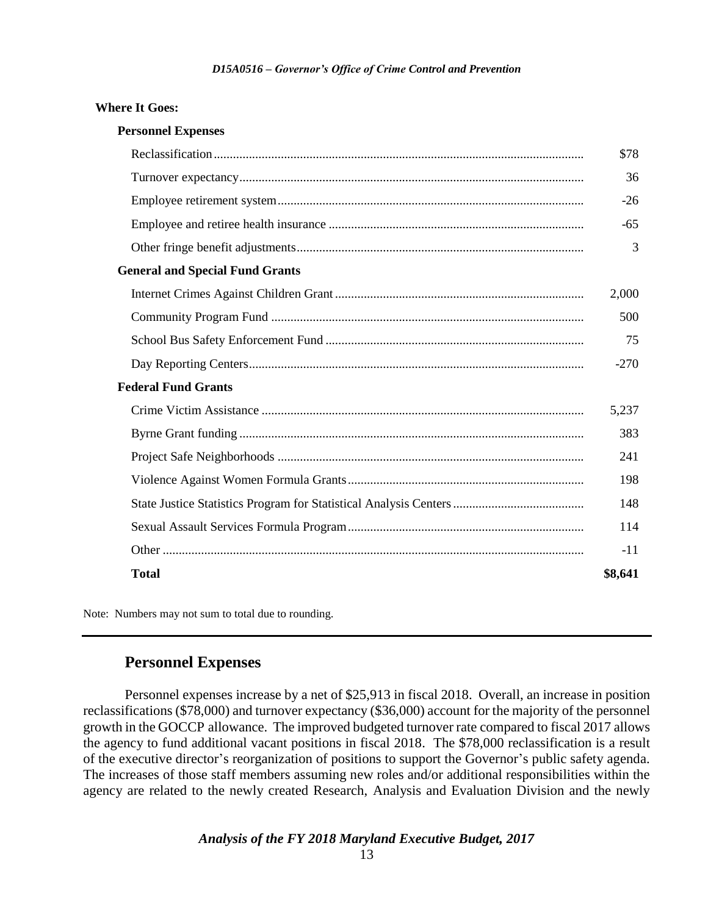**Where It Goes:**

| | |
|---|---|
| **Personnel Expenses** | |
| Reclassification | $78 |
| Turnover expectancy | 36 |
| Employee retirement system | -26 |
| Employee and retiree health insurance | -65 |
| Other fringe benefit adjustments | 3 |
| **General and Special Fund Grants** | |
| Internet Crimes Against Children Grant | 2,000 |
| Community Program Fund | 500 |
| School Bus Safety Enforcement Fund | 75 |
| Day Reporting Centers | -270 |
| **Federal Fund Grants** | |
| Crime Victim Assistance | 5,237 |
| Byrne Grant funding | 383 |
| Project Safe Neighborhoods | 241 |
| Violence Against Women Formula Grants | 198 |
| State Justice Statistics Program for Statistical Analysis Centers | 148 |
| Sexual Assault Services Formula Program | 114 |
| Other | -11 |
| **Total** | **$8,641** |

Note: Numbers may not sum to total due to rounding.

## Personnel Expenses

Personnel expenses increase by a net of $25,913 in fiscal 2018. Overall, an increase in position reclassifications ($78,000) and turnover expectancy ($36,000) account for the majority of the personnel growth in the GOCCP allowance. The improved budgeted turnover rate compared to fiscal 2017 allows the agency to fund additional vacant positions in fiscal 2018. The $78,000 reclassification is a result of the executive director's reorganization of positions to support the Governor's public safety agenda. The increases of those staff members assuming new roles and/or additional responsibilities within the agency are related to the newly created Research, Analysis and Evaluation Division and the newly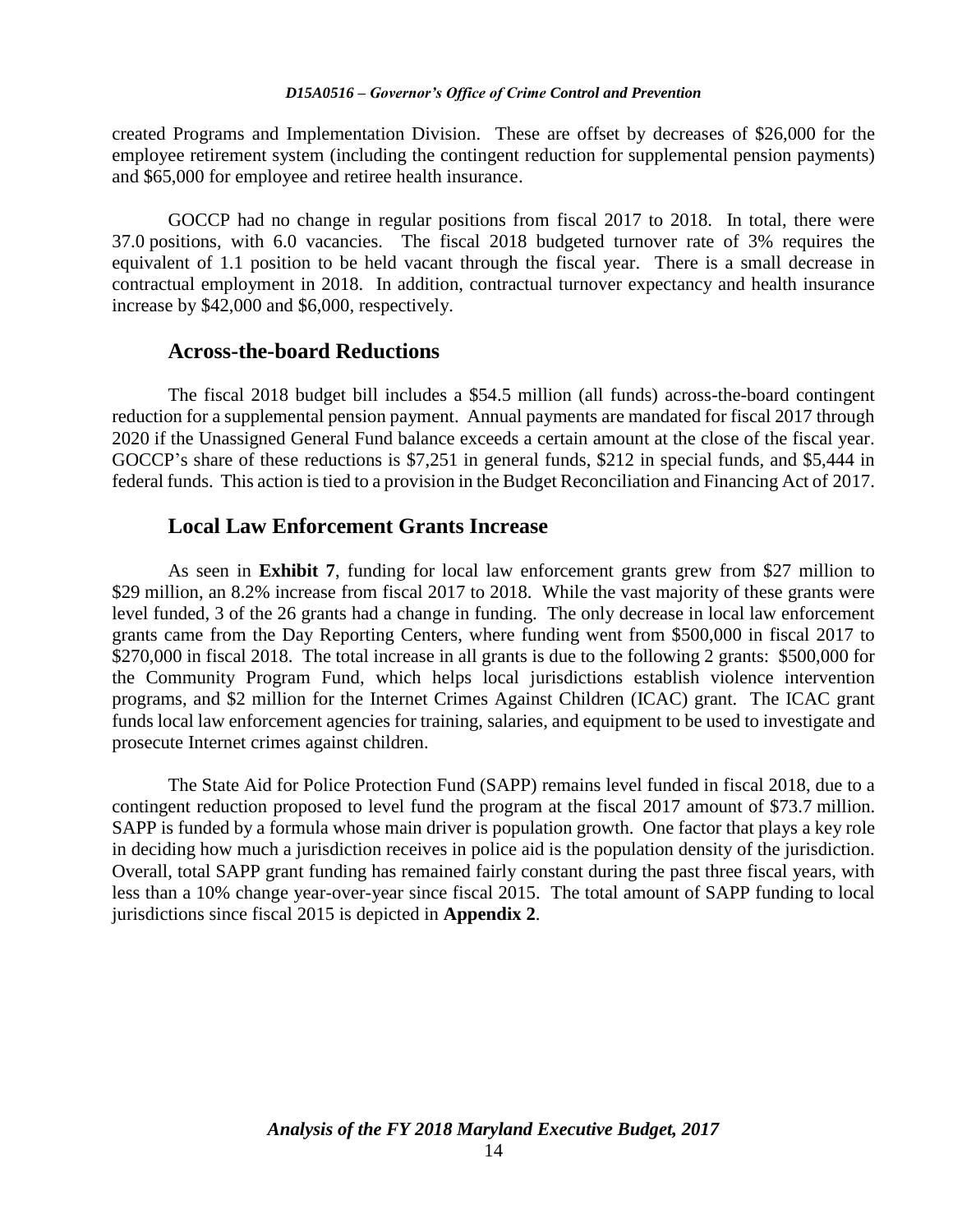created Programs and Implementation Division. These are offset by decreases of $26,000 for the employee retirement system (including the contingent reduction for supplemental pension payments) and $65,000 for employee and retiree health insurance.

GOCCP had no change in regular positions from fiscal 2017 to 2018. In total, there were 37.0 positions, with 6.0 vacancies. The fiscal 2018 budgeted turnover rate of 3% requires the equivalent of 1.1 position to be held vacant through the fiscal year. There is a small decrease in contractual employment in 2018. In addition, contractual turnover expectancy and health insurance increase by $42,000 and $6,000, respectively.

## Across-the-board Reductions

The fiscal 2018 budget bill includes a $54.5 million (all funds) across-the-board contingent reduction for a supplemental pension payment. Annual payments are mandated for fiscal 2017 through 2020 if the Unassigned General Fund balance exceeds a certain amount at the close of the fiscal year. GOCCP's share of these reductions is $7,251 in general funds, $212 in special funds, and $5,444 in federal funds. This action is tied to a provision in the Budget Reconciliation and Financing Act of 2017.

## Local Law Enforcement Grants Increase

As seen in **Exhibit 7**, funding for local law enforcement grants grew from $27 million to $29 million, an 8.2% increase from fiscal 2017 to 2018. While the vast majority of these grants were level funded, 3 of the 26 grants had a change in funding. The only decrease in local law enforcement grants came from the Day Reporting Centers, where funding went from $500,000 in fiscal 2017 to $270,000 in fiscal 2018. The total increase in all grants is due to the following 2 grants: $500,000 for the Community Program Fund, which helps local jurisdictions establish violence intervention programs, and $2 million for the Internet Crimes Against Children (ICAC) grant. The ICAC grant funds local law enforcement agencies for training, salaries, and equipment to be used to investigate and prosecute Internet crimes against children.

The State Aid for Police Protection Fund (SAPP) remains level funded in fiscal 2018, due to a contingent reduction proposed to level fund the program at the fiscal 2017 amount of $73.7 million. SAPP is funded by a formula whose main driver is population growth. One factor that plays a key role in deciding how much a jurisdiction receives in police aid is the population density of the jurisdiction. Overall, total SAPP grant funding has remained fairly constant during the past three fiscal years, with less than a 10% change year-over-year since fiscal 2015. The total amount of SAPP funding to local jurisdictions since fiscal 2015 is depicted in **Appendix 2**.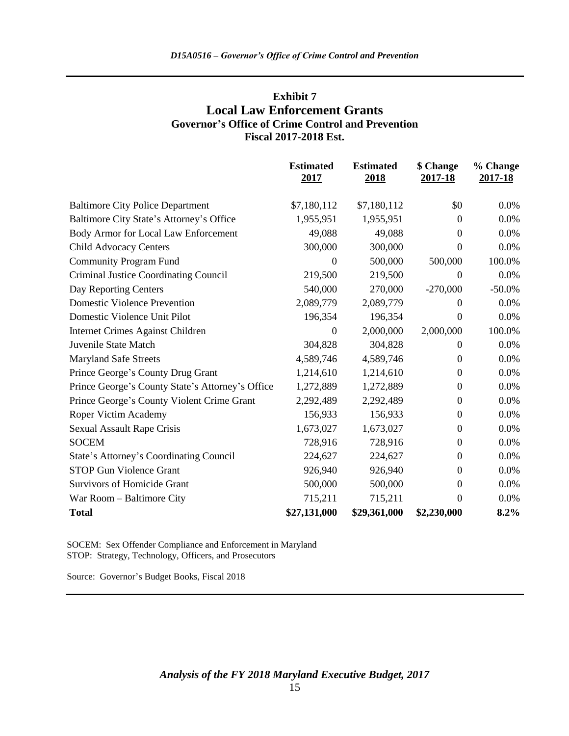**Exhibit 7**
## Local Law Enforcement Grants
### Governor's Office of Crime Control and Prevention
### Fiscal 2017-2018 Est.

| | Estimated 2017 | Estimated 2018 | $ Change 2017-18 | % Change 2017-18 |
|---|---|---|---|---|
| Baltimore City Police Department | $7,180,112 | $7,180,112 | $0 | 0.0% |
| Baltimore City State's Attorney's Office | 1,955,951 | 1,955,951 | 0 | 0.0% |
| Body Armor for Local Law Enforcement | 49,088 | 49,088 | 0 | 0.0% |
| Child Advocacy Centers | 300,000 | 300,000 | 0 | 0.0% |
| Community Program Fund | 0 | 500,000 | 500,000 | 100.0% |
| Criminal Justice Coordinating Council | 219,500 | 219,500 | 0 | 0.0% |
| Day Reporting Centers | 540,000 | 270,000 | -270,000 | -50.0% |
| Domestic Violence Prevention | 2,089,779 | 2,089,779 | 0 | 0.0% |
| Domestic Violence Unit Pilot | 196,354 | 196,354 | 0 | 0.0% |
| Internet Crimes Against Children | 0 | 2,000,000 | 2,000,000 | 100.0% |
| Juvenile State Match | 304,828 | 304,828 | 0 | 0.0% |
| Maryland Safe Streets | 4,589,746 | 4,589,746 | 0 | 0.0% |
| Prince George's County Drug Grant | 1,214,610 | 1,214,610 | 0 | 0.0% |
| Prince George's County State's Attorney's Office | 1,272,889 | 1,272,889 | 0 | 0.0% |
| Prince George's County Violent Crime Grant | 2,292,489 | 2,292,489 | 0 | 0.0% |
| Roper Victim Academy | 156,933 | 156,933 | 0 | 0.0% |
| Sexual Assault Rape Crisis | 1,673,027 | 1,673,027 | 0 | 0.0% |
| SOCEM | 728,916 | 728,916 | 0 | 0.0% |
| State's Attorney's Coordinating Council | 224,627 | 224,627 | 0 | 0.0% |
| STOP Gun Violence Grant | 926,940 | 926,940 | 0 | 0.0% |
| Survivors of Homicide Grant | 500,000 | 500,000 | 0 | 0.0% |
| War Room – Baltimore City | 715,211 | 715,211 | 0 | 0.0% |
| **Total** | **$27,131,000** | **$29,361,000** | **$2,230,000** | **8.2%** |

SOCEM: Sex Offender Compliance and Enforcement in Maryland
STOP: Strategy, Technology, Officers, and Prosecutors

Source: Governor's Budget Books, Fiscal 2018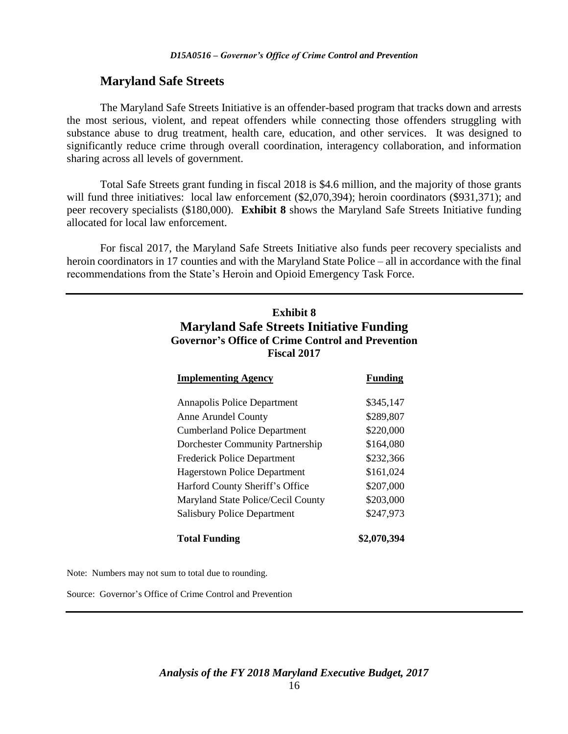## Maryland Safe Streets

The Maryland Safe Streets Initiative is an offender-based program that tracks down and arrests the most serious, violent, and repeat offenders while connecting those offenders struggling with substance abuse to drug treatment, health care, education, and other services. It was designed to significantly reduce crime through overall coordination, interagency collaboration, and information sharing across all levels of government.

Total Safe Streets grant funding in fiscal 2018 is $4.6 million, and the majority of those grants will fund three initiatives: local law enforcement ($2,070,394); heroin coordinators ($931,371); and peer recovery specialists ($180,000). **Exhibit 8** shows the Maryland Safe Streets Initiative funding allocated for local law enforcement.

For fiscal 2017, the Maryland Safe Streets Initiative also funds peer recovery specialists and heroin coordinators in 17 counties and with the Maryland State Police – all in accordance with the final recommendations from the State's Heroin and Opioid Emergency Task Force.

**Exhibit 8**
**Maryland Safe Streets Initiative Funding**
**Governor's Office of Crime Control and Prevention**
**Fiscal 2017**

| Implementing Agency | Funding |
|---|---|
| Annapolis Police Department | $345,147 |
| Anne Arundel County | $289,807 |
| Cumberland Police Department | $220,000 |
| Dorchester Community Partnership | $164,080 |
| Frederick Police Department | $232,366 |
| Hagerstown Police Department | $161,024 |
| Harford County Sheriff's Office | $207,000 |
| Maryland State Police/Cecil County | $203,000 |
| Salisbury Police Department | $247,973 |
| **Total Funding** | **$2,070,394** |

Note: Numbers may not sum to total due to rounding.

Source: Governor's Office of Crime Control and Prevention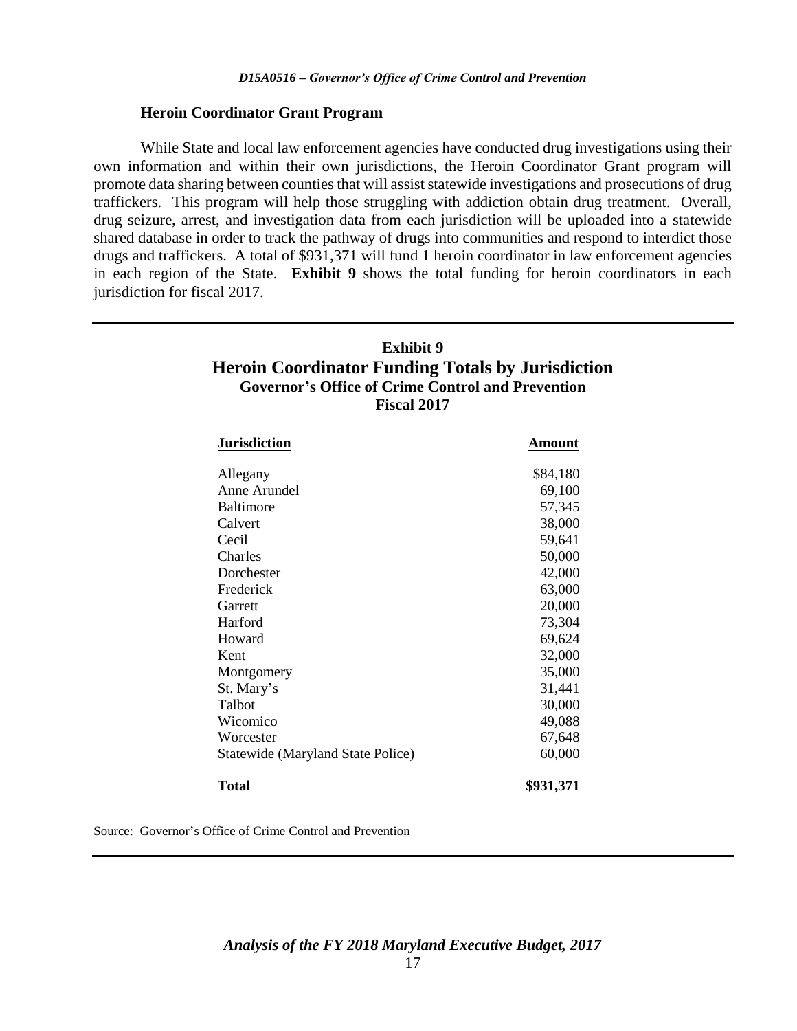### Heroin Coordinator Grant Program

While State and local law enforcement agencies have conducted drug investigations using their own information and within their own jurisdictions, the Heroin Coordinator Grant program will promote data sharing between counties that will assist statewide investigations and prosecutions of drug traffickers. This program will help those struggling with addiction obtain drug treatment. Overall, drug seizure, arrest, and investigation data from each jurisdiction will be uploaded into a statewide shared database in order to track the pathway of drugs into communities and respond to interdict those drugs and traffickers. A total of $931,371 will fund 1 heroin coordinator in law enforcement agencies in each region of the State. **Exhibit 9** shows the total funding for heroin coordinators in each jurisdiction for fiscal 2017.

**Exhibit 9**
**Heroin Coordinator Funding Totals by Jurisdiction**
**Governor's Office of Crime Control and Prevention**
**Fiscal 2017**

| Jurisdiction | Amount |
|---|---|
| Allegany | $84,180 |
| Anne Arundel | 69,100 |
| Baltimore | 57,345 |
| Calvert | 38,000 |
| Cecil | 59,641 |
| Charles | 50,000 |
| Dorchester | 42,000 |
| Frederick | 63,000 |
| Garrett | 20,000 |
| Harford | 73,304 |
| Howard | 69,624 |
| Kent | 32,000 |
| Montgomery | 35,000 |
| St. Mary's | 31,441 |
| Talbot | 30,000 |
| Wicomico | 49,088 |
| Worcester | 67,648 |
| Statewide (Maryland State Police) | 60,000 |
| **Total** | **$931,371** |

Source: Governor's Office of Crime Control and Prevention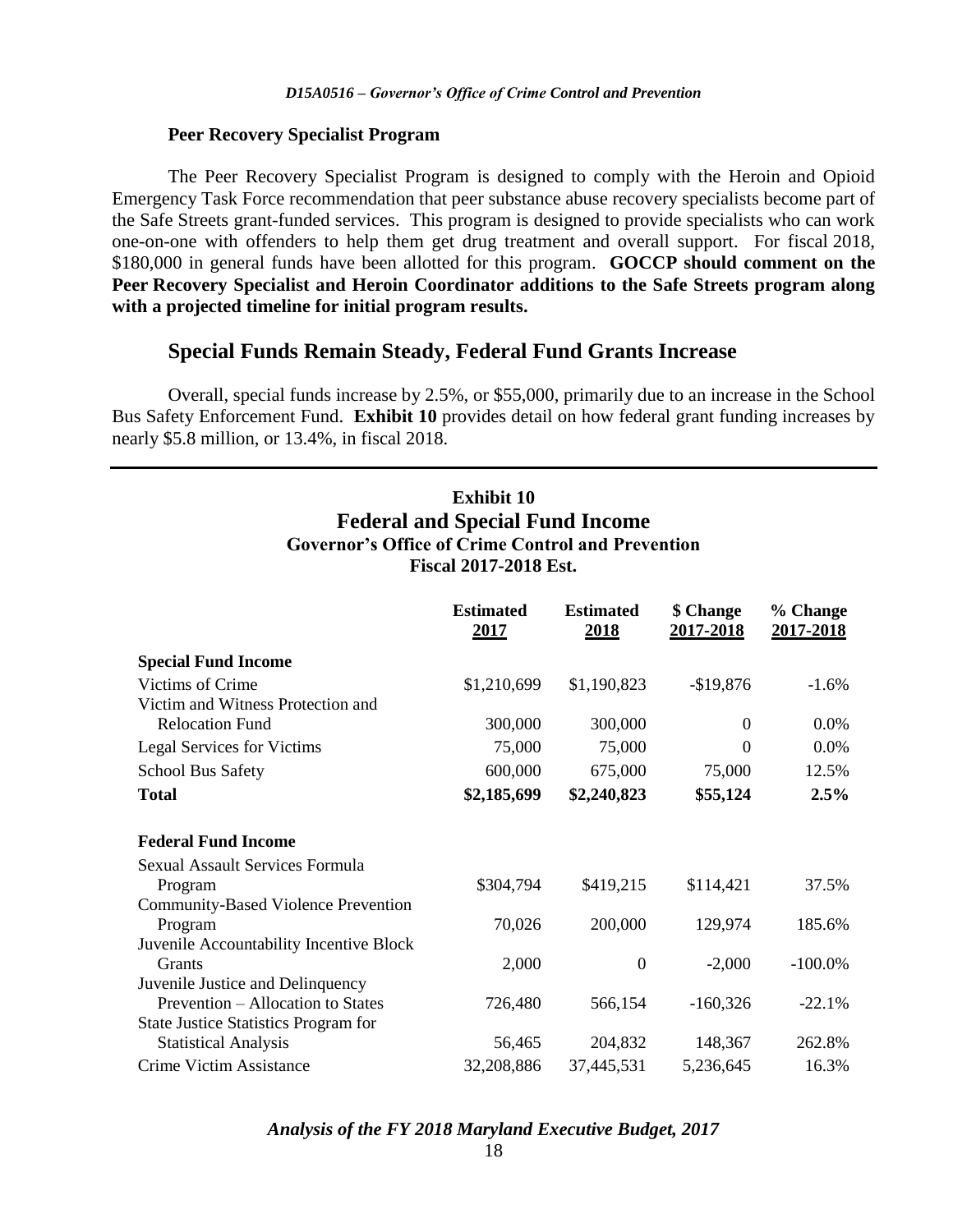### Peer Recovery Specialist Program

The Peer Recovery Specialist Program is designed to comply with the Heroin and Opioid Emergency Task Force recommendation that peer substance abuse recovery specialists become part of the Safe Streets grant-funded services. This program is designed to provide specialists who can work one-on-one with offenders to help them get drug treatment and overall support. For fiscal 2018, $180,000 in general funds have been allotted for this program. **GOCCP should comment on the Peer Recovery Specialist and Heroin Coordinator additions to the Safe Streets program along with a projected timeline for initial program results.**

## Special Funds Remain Steady, Federal Fund Grants Increase

Overall, special funds increase by 2.5%, or $55,000, primarily due to an increase in the School Bus Safety Enforcement Fund. **Exhibit 10** provides detail on how federal grant funding increases by nearly $5.8 million, or 13.4%, in fiscal 2018.

**Exhibit 10**
**Federal and Special Fund Income**
**Governor's Office of Crime Control and Prevention**
**Fiscal 2017-2018 Est.**

| | Estimated 2017 | Estimated 2018 | $ Change 2017-2018 | % Change 2017-2018 |
|---|---|---|---|---|
| **Special Fund Income** | | | | |
| Victims of Crime | $1,210,699 | $1,190,823 | -$19,876 | -1.6% |
| Victim and Witness Protection and Relocation Fund | 300,000 | 300,000 | 0 | 0.0% |
| Legal Services for Victims | 75,000 | 75,000 | 0 | 0.0% |
| School Bus Safety | 600,000 | 675,000 | 75,000 | 12.5% |
| **Total** | **$2,185,699** | **$2,240,823** | **$55,124** | **2.5%** |
| **Federal Fund Income** | | | | |
| Sexual Assault Services Formula Program | $304,794 | $419,215 | $114,421 | 37.5% |
| Community-Based Violence Prevention Program | 70,026 | 200,000 | 129,974 | 185.6% |
| Juvenile Accountability Incentive Block Grants | 2,000 | 0 | -2,000 | -100.0% |
| Juvenile Justice and Delinquency Prevention – Allocation to States | 726,480 | 566,154 | -160,326 | -22.1% |
| State Justice Statistics Program for Statistical Analysis | 56,465 | 204,832 | 148,367 | 262.8% |
| Crime Victim Assistance | 32,208,886 | 37,445,531 | 5,236,645 | 16.3% |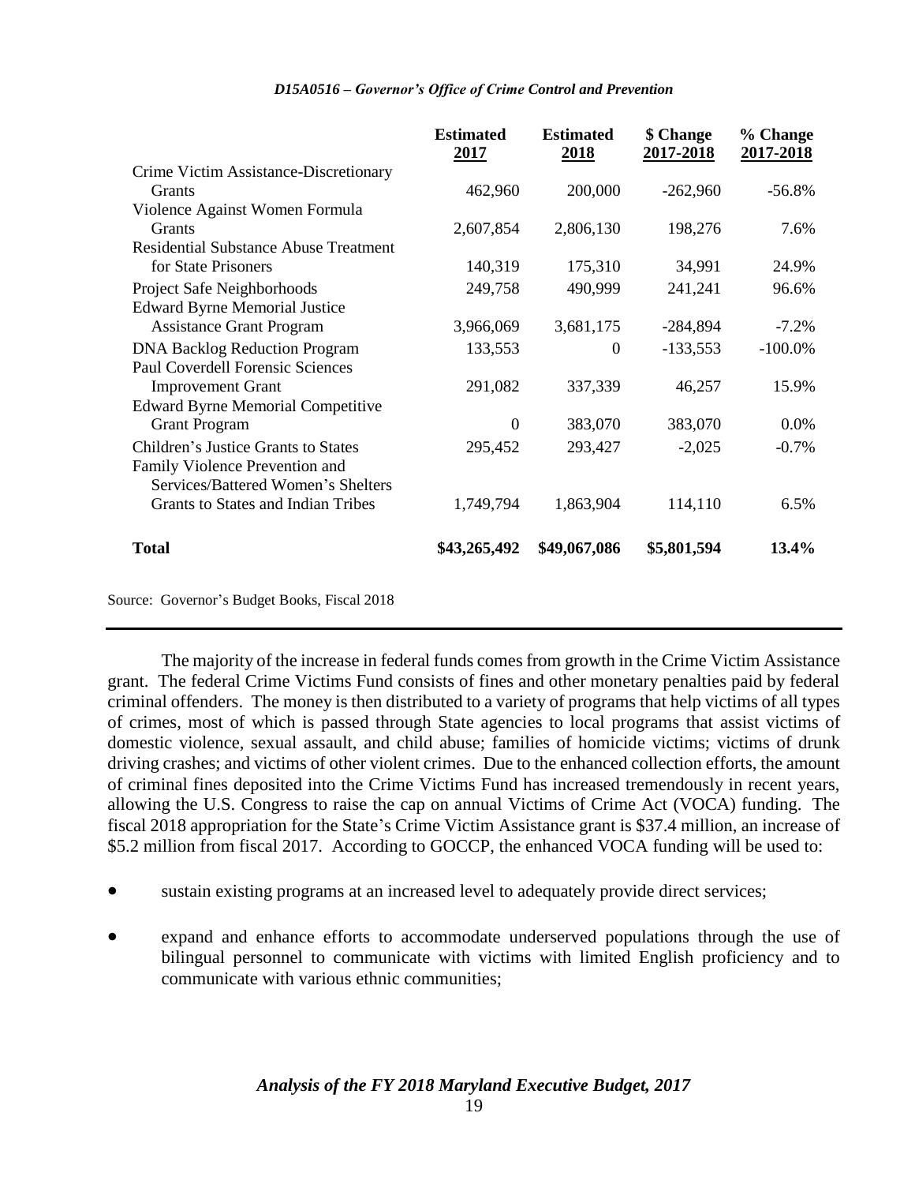| | Estimated 2017 | Estimated 2018 | $ Change 2017-2018 | % Change 2017-2018 |
|---|---|---|---|---|
| Crime Victim Assistance-Discretionary Grants | 462,960 | 200,000 | -262,960 | -56.8% |
| Violence Against Women Formula Grants | 2,607,854 | 2,806,130 | 198,276 | 7.6% |
| Residential Substance Abuse Treatment for State Prisoners | 140,319 | 175,310 | 34,991 | 24.9% |
| Project Safe Neighborhoods | 249,758 | 490,999 | 241,241 | 96.6% |
| Edward Byrne Memorial Justice Assistance Grant Program | 3,966,069 | 3,681,175 | -284,894 | -7.2% |
| DNA Backlog Reduction Program | 133,553 | 0 | -133,553 | -100.0% |
| Paul Coverdell Forensic Sciences Improvement Grant | 291,082 | 337,339 | 46,257 | 15.9% |
| Edward Byrne Memorial Competitive Grant Program | 0 | 383,070 | 383,070 | 0.0% |
| Children's Justice Grants to States | 295,452 | 293,427 | -2,025 | -0.7% |
| Family Violence Prevention and Services/Battered Women's Shelters Grants to States and Indian Tribes | 1,749,794 | 1,863,904 | 114,110 | 6.5% |
| **Total** | **$43,265,492** | **$49,067,086** | **$5,801,594** | **13.4%** |

Source: Governor's Budget Books, Fiscal 2018

The majority of the increase in federal funds comes from growth in the Crime Victim Assistance grant. The federal Crime Victims Fund consists of fines and other monetary penalties paid by federal criminal offenders. The money is then distributed to a variety of programs that help victims of all types of crimes, most of which is passed through State agencies to local programs that assist victims of domestic violence, sexual assault, and child abuse; families of homicide victims; victims of drunk driving crashes; and victims of other violent crimes. Due to the enhanced collection efforts, the amount of criminal fines deposited into the Crime Victims Fund has increased tremendously in recent years, allowing the U.S. Congress to raise the cap on annual Victims of Crime Act (VOCA) funding. The fiscal 2018 appropriation for the State's Crime Victim Assistance grant is $37.4 million, an increase of $5.2 million from fiscal 2017. According to GOCCP, the enhanced VOCA funding will be used to:

- sustain existing programs at an increased level to adequately provide direct services;
- expand and enhance efforts to accommodate underserved populations through the use of bilingual personnel to communicate with victims with limited English proficiency and to communicate with various ethnic communities;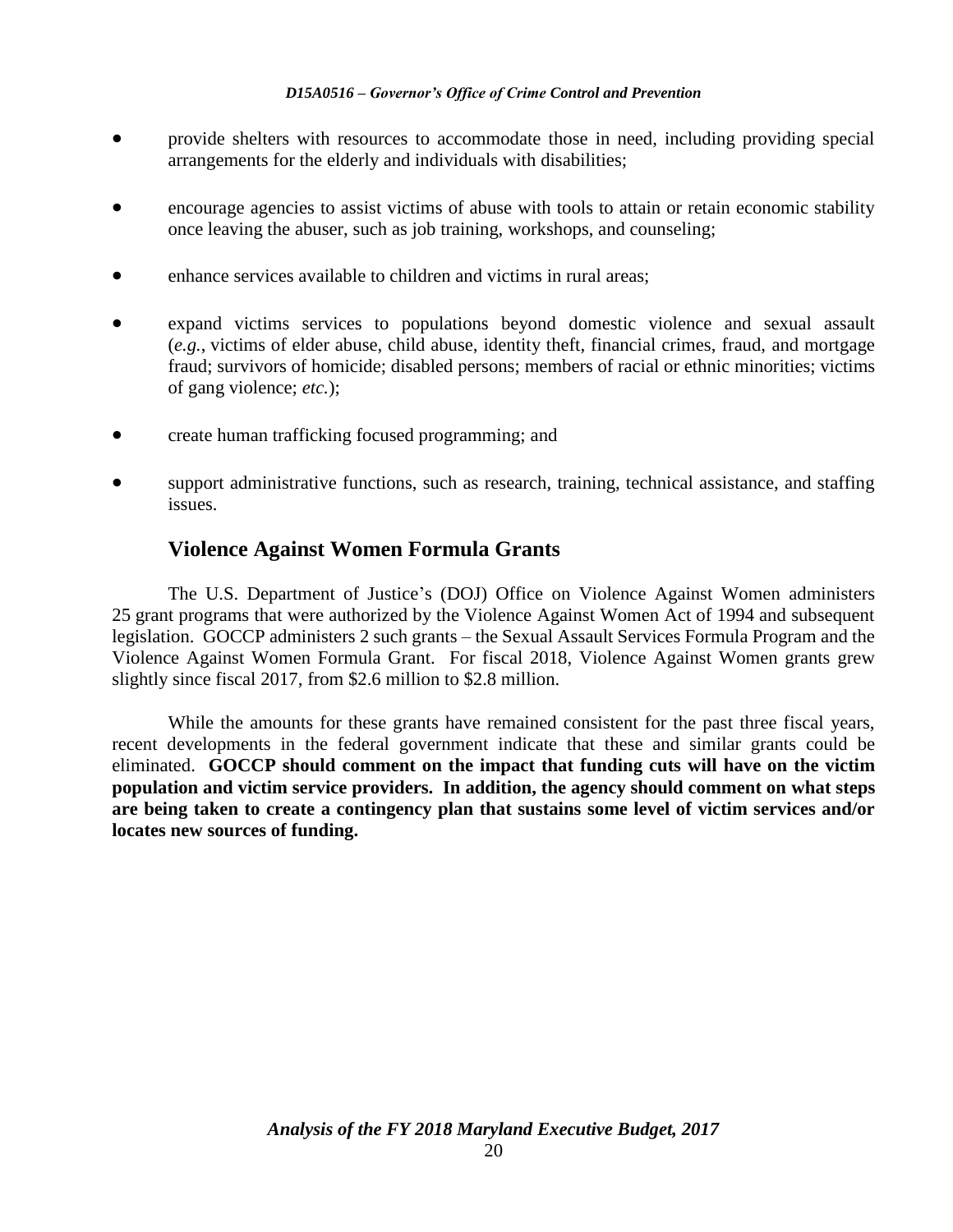- provide shelters with resources to accommodate those in need, including providing special arrangements for the elderly and individuals with disabilities;
- encourage agencies to assist victims of abuse with tools to attain or retain economic stability once leaving the abuser, such as job training, workshops, and counseling;
- enhance services available to children and victims in rural areas;
- expand victims services to populations beyond domestic violence and sexual assault (*e.g.*, victims of elder abuse, child abuse, identity theft, financial crimes, fraud, and mortgage fraud; survivors of homicide; disabled persons; members of racial or ethnic minorities; victims of gang violence; *etc.*);
- create human trafficking focused programming; and
- support administrative functions, such as research, training, technical assistance, and staffing issues.

## Violence Against Women Formula Grants

The U.S. Department of Justice's (DOJ) Office on Violence Against Women administers 25 grant programs that were authorized by the Violence Against Women Act of 1994 and subsequent legislation. GOCCP administers 2 such grants – the Sexual Assault Services Formula Program and the Violence Against Women Formula Grant. For fiscal 2018, Violence Against Women grants grew slightly since fiscal 2017, from $2.6 million to $2.8 million.

While the amounts for these grants have remained consistent for the past three fiscal years, recent developments in the federal government indicate that these and similar grants could be eliminated. **GOCCP should comment on the impact that funding cuts will have on the victim population and victim service providers. In addition, the agency should comment on what steps are being taken to create a contingency plan that sustains some level of victim services and/or locates new sources of funding.**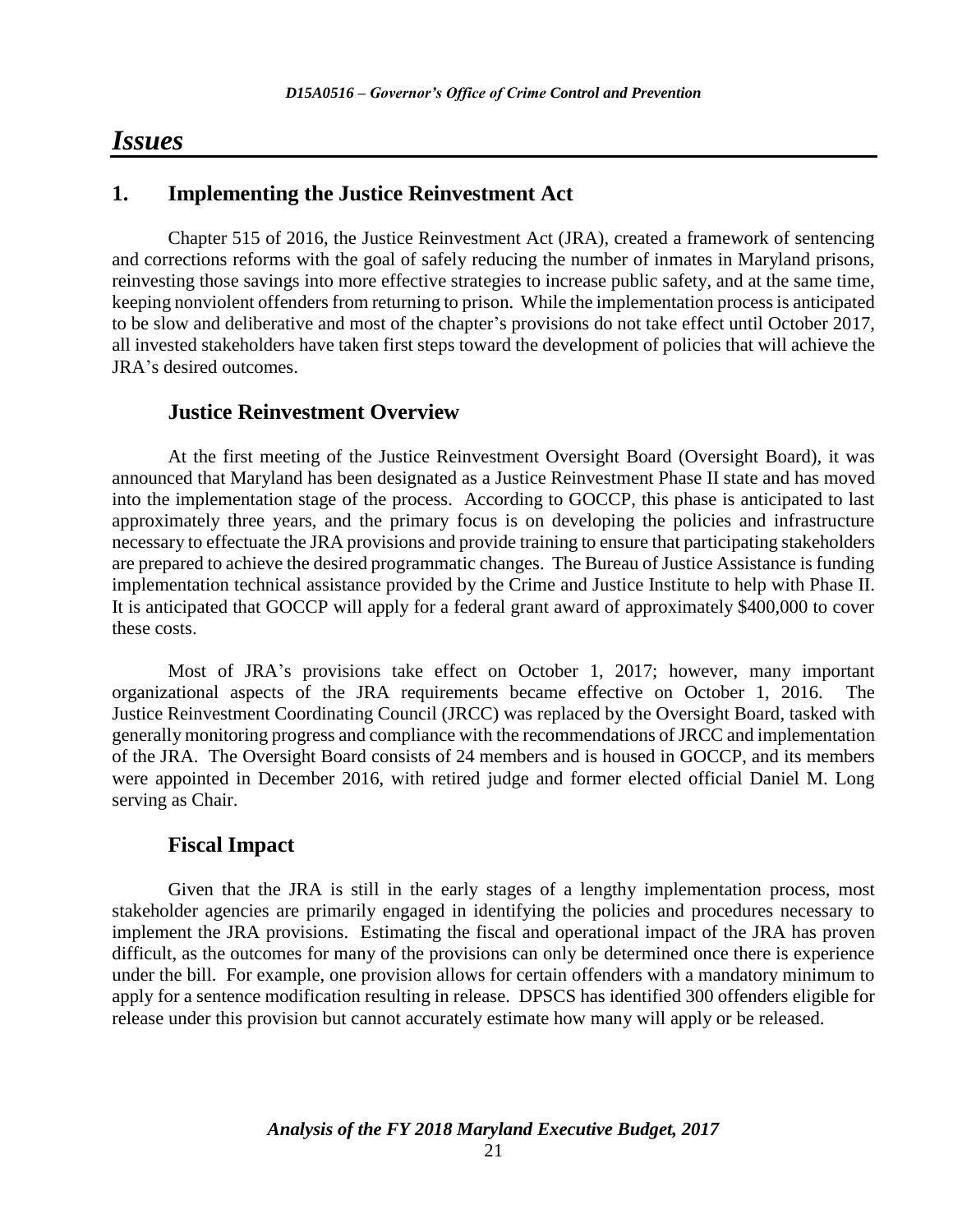# *Issues*

## 1. Implementing the Justice Reinvestment Act

Chapter 515 of 2016, the Justice Reinvestment Act (JRA), created a framework of sentencing and corrections reforms with the goal of safely reducing the number of inmates in Maryland prisons, reinvesting those savings into more effective strategies to increase public safety, and at the same time, keeping nonviolent offenders from returning to prison. While the implementation process is anticipated to be slow and deliberative and most of the chapter's provisions do not take effect until October 2017, all invested stakeholders have taken first steps toward the development of policies that will achieve the JRA's desired outcomes.

### Justice Reinvestment Overview

At the first meeting of the Justice Reinvestment Oversight Board (Oversight Board), it was announced that Maryland has been designated as a Justice Reinvestment Phase II state and has moved into the implementation stage of the process. According to GOCCP, this phase is anticipated to last approximately three years, and the primary focus is on developing the policies and infrastructure necessary to effectuate the JRA provisions and provide training to ensure that participating stakeholders are prepared to achieve the desired programmatic changes. The Bureau of Justice Assistance is funding implementation technical assistance provided by the Crime and Justice Institute to help with Phase II. It is anticipated that GOCCP will apply for a federal grant award of approximately $400,000 to cover these costs.

Most of JRA's provisions take effect on October 1, 2017; however, many important organizational aspects of the JRA requirements became effective on October 1, 2016. The Justice Reinvestment Coordinating Council (JRCC) was replaced by the Oversight Board, tasked with generally monitoring progress and compliance with the recommendations of JRCC and implementation of the JRA. The Oversight Board consists of 24 members and is housed in GOCCP, and its members were appointed in December 2016, with retired judge and former elected official Daniel M. Long serving as Chair.

### Fiscal Impact

Given that the JRA is still in the early stages of a lengthy implementation process, most stakeholder agencies are primarily engaged in identifying the policies and procedures necessary to implement the JRA provisions. Estimating the fiscal and operational impact of the JRA has proven difficult, as the outcomes for many of the provisions can only be determined once there is experience under the bill. For example, one provision allows for certain offenders with a mandatory minimum to apply for a sentence modification resulting in release. DPSCS has identified 300 offenders eligible for release under this provision but cannot accurately estimate how many will apply or be released.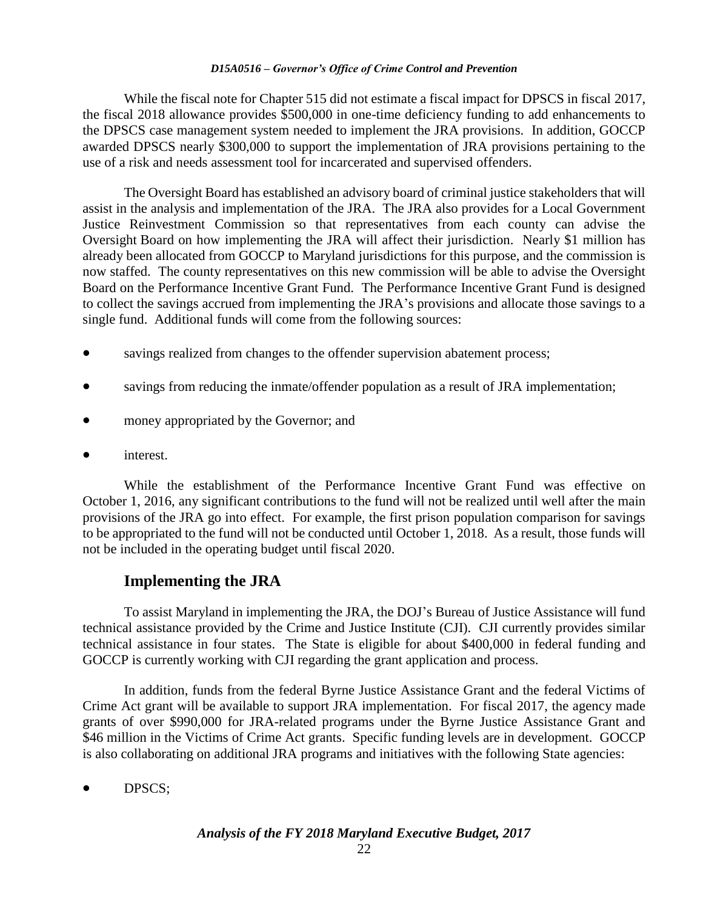While the fiscal note for Chapter 515 did not estimate a fiscal impact for DPSCS in fiscal 2017, the fiscal 2018 allowance provides $500,000 in one-time deficiency funding to add enhancements to the DPSCS case management system needed to implement the JRA provisions. In addition, GOCCP awarded DPSCS nearly $300,000 to support the implementation of JRA provisions pertaining to the use of a risk and needs assessment tool for incarcerated and supervised offenders.

The Oversight Board has established an advisory board of criminal justice stakeholders that will assist in the analysis and implementation of the JRA. The JRA also provides for a Local Government Justice Reinvestment Commission so that representatives from each county can advise the Oversight Board on how implementing the JRA will affect their jurisdiction. Nearly $1 million has already been allocated from GOCCP to Maryland jurisdictions for this purpose, and the commission is now staffed. The county representatives on this new commission will be able to advise the Oversight Board on the Performance Incentive Grant Fund. The Performance Incentive Grant Fund is designed to collect the savings accrued from implementing the JRA's provisions and allocate those savings to a single fund. Additional funds will come from the following sources:

- savings realized from changes to the offender supervision abatement process;
- savings from reducing the inmate/offender population as a result of JRA implementation;
- money appropriated by the Governor; and
- interest.

While the establishment of the Performance Incentive Grant Fund was effective on October 1, 2016, any significant contributions to the fund will not be realized until well after the main provisions of the JRA go into effect. For example, the first prison population comparison for savings to be appropriated to the fund will not be conducted until October 1, 2018. As a result, those funds will not be included in the operating budget until fiscal 2020.

## Implementing the JRA

To assist Maryland in implementing the JRA, the DOJ's Bureau of Justice Assistance will fund technical assistance provided by the Crime and Justice Institute (CJI). CJI currently provides similar technical assistance in four states. The State is eligible for about $400,000 in federal funding and GOCCP is currently working with CJI regarding the grant application and process.

In addition, funds from the federal Byrne Justice Assistance Grant and the federal Victims of Crime Act grant will be available to support JRA implementation. For fiscal 2017, the agency made grants of over $990,000 for JRA-related programs under the Byrne Justice Assistance Grant and $46 million in the Victims of Crime Act grants. Specific funding levels are in development. GOCCP is also collaborating on additional JRA programs and initiatives with the following State agencies:

- DPSCS;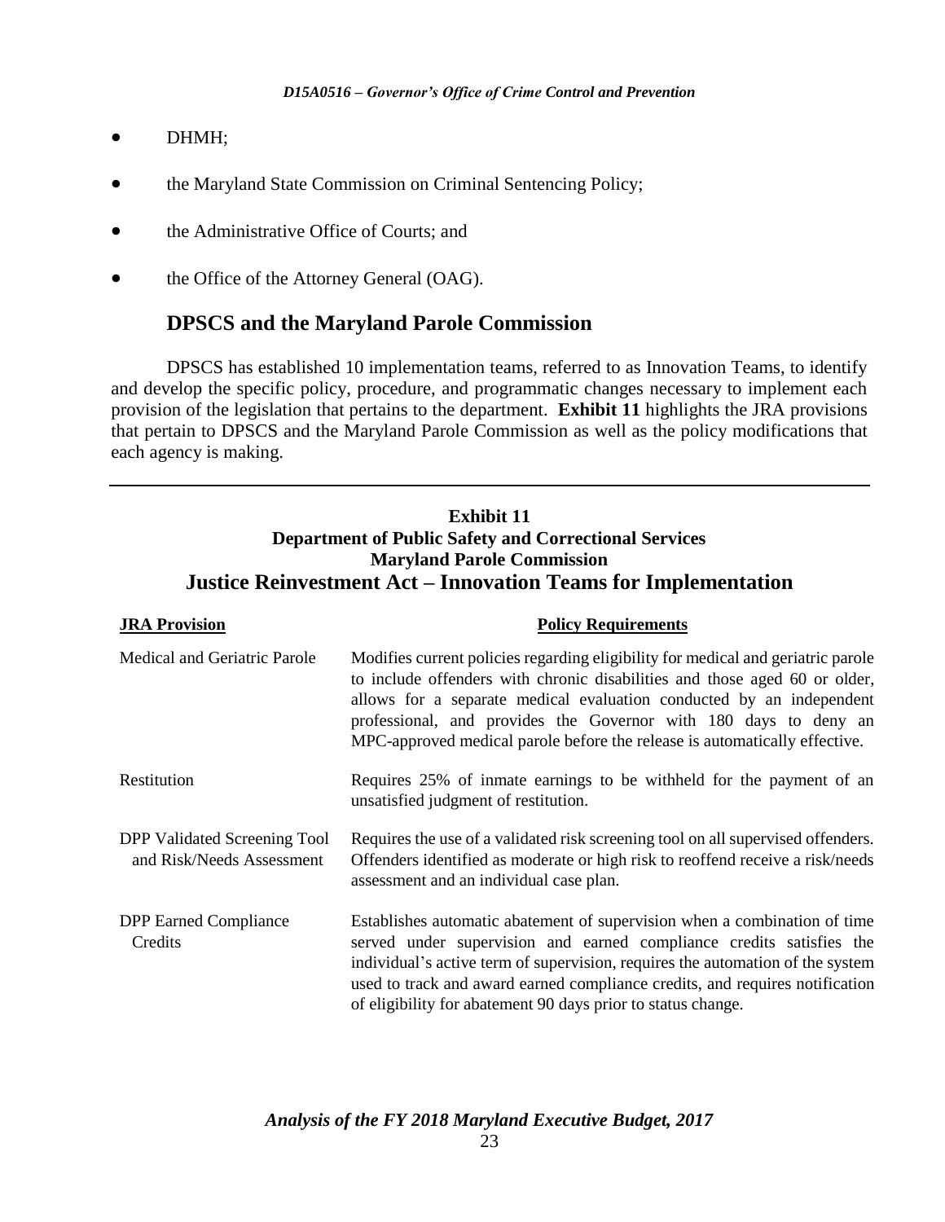- DHMH;
- the Maryland State Commission on Criminal Sentencing Policy;
- the Administrative Office of Courts; and
- the Office of the Attorney General (OAG).

## DPSCS and the Maryland Parole Commission

DPSCS has established 10 implementation teams, referred to as Innovation Teams, to identify and develop the specific policy, procedure, and programmatic changes necessary to implement each provision of the legislation that pertains to the department. **Exhibit 11** highlights the JRA provisions that pertain to DPSCS and the Maryland Parole Commission as well as the policy modifications that each agency is making.

**Exhibit 11**
**Department of Public Safety and Correctional Services**
**Maryland Parole Commission**
**Justice Reinvestment Act – Innovation Teams for Implementation**

| JRA Provision | Policy Requirements |
|---|---|
| Medical and Geriatric Parole | Modifies current policies regarding eligibility for medical and geriatric parole to include offenders with chronic disabilities and those aged 60 or older, allows for a separate medical evaluation conducted by an independent professional, and provides the Governor with 180 days to deny an MPC-approved medical parole before the release is automatically effective. |
| Restitution | Requires 25% of inmate earnings to be withheld for the payment of an unsatisfied judgment of restitution. |
| DPP Validated Screening Tool and Risk/Needs Assessment | Requires the use of a validated risk screening tool on all supervised offenders. Offenders identified as moderate or high risk to reoffend receive a risk/needs assessment and an individual case plan. |
| DPP Earned Compliance Credits | Establishes automatic abatement of supervision when a combination of time served under supervision and earned compliance credits satisfies the individual's active term of supervision, requires the automation of the system used to track and award earned compliance credits, and requires notification of eligibility for abatement 90 days prior to status change. |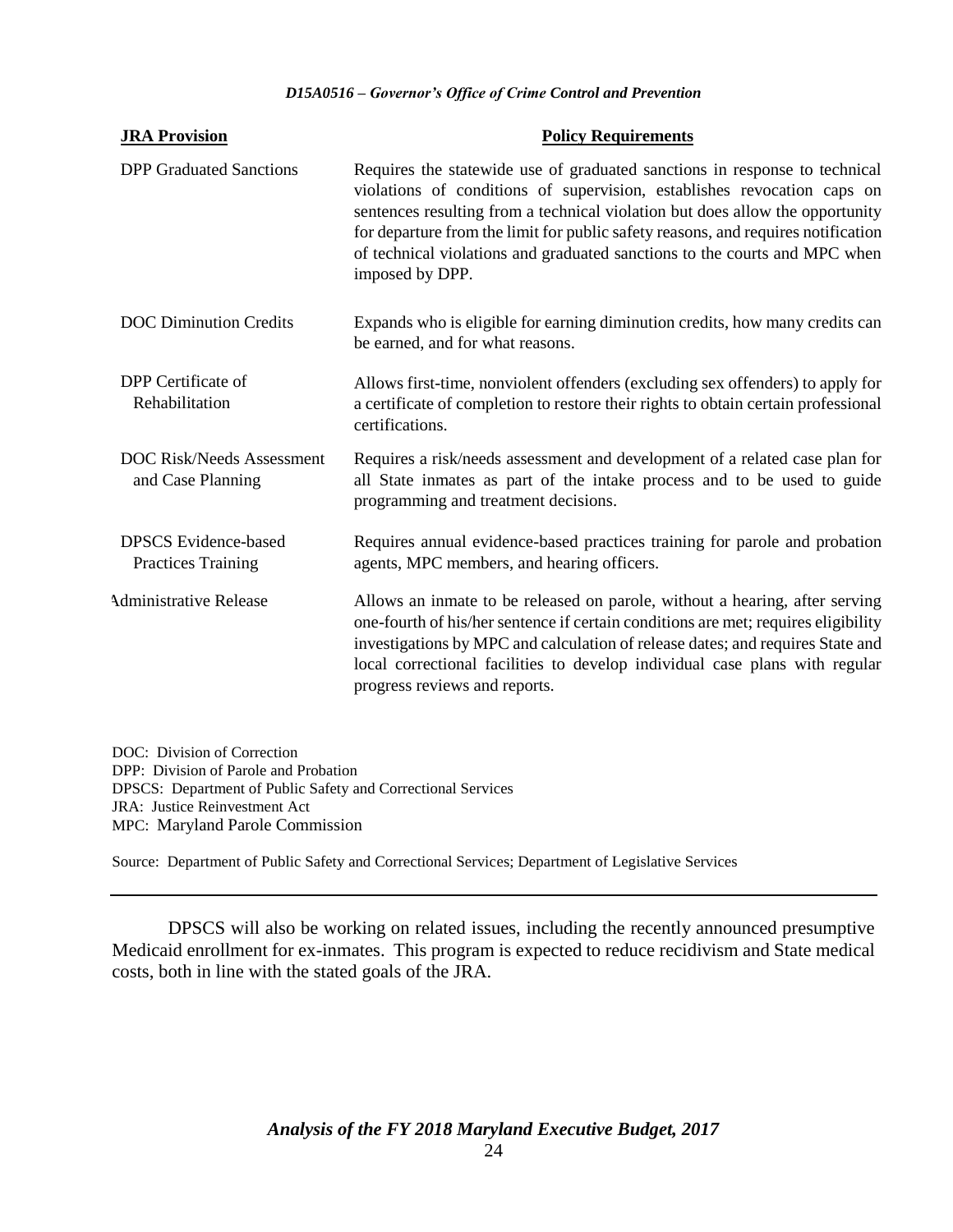| JRA Provision | Policy Requirements |
| --- | --- |
| DPP Graduated Sanctions | Requires the statewide use of graduated sanctions in response to technical violations of conditions of supervision, establishes revocation caps on sentences resulting from a technical violation but does allow the opportunity for departure from the limit for public safety reasons, and requires notification of technical violations and graduated sanctions to the courts and MPC when imposed by DPP. |
| DOC Diminution Credits | Expands who is eligible for earning diminution credits, how many credits can be earned, and for what reasons. |
| DPP Certificate of Rehabilitation | Allows first-time, nonviolent offenders (excluding sex offenders) to apply for a certificate of completion to restore their rights to obtain certain professional certifications. |
| DOC Risk/Needs Assessment and Case Planning | Requires a risk/needs assessment and development of a related case plan for all State inmates as part of the intake process and to be used to guide programming and treatment decisions. |
| DPSCS Evidence-based Practices Training | Requires annual evidence-based practices training for parole and probation agents, MPC members, and hearing officers. |
| Administrative Release | Allows an inmate to be released on parole, without a hearing, after serving one-fourth of his/her sentence if certain conditions are met; requires eligibility investigations by MPC and calculation of release dates; and requires State and local correctional facilities to develop individual case plans with regular progress reviews and reports. |

DOC: Division of Correction
DPP: Division of Parole and Probation
DPSCS: Department of Public Safety and Correctional Services
JRA: Justice Reinvestment Act
MPC: Maryland Parole Commission

Source: Department of Public Safety and Correctional Services; Department of Legislative Services

DPSCS will also be working on related issues, including the recently announced presumptive Medicaid enrollment for ex-inmates. This program is expected to reduce recidivism and State medical costs, both in line with the stated goals of the JRA.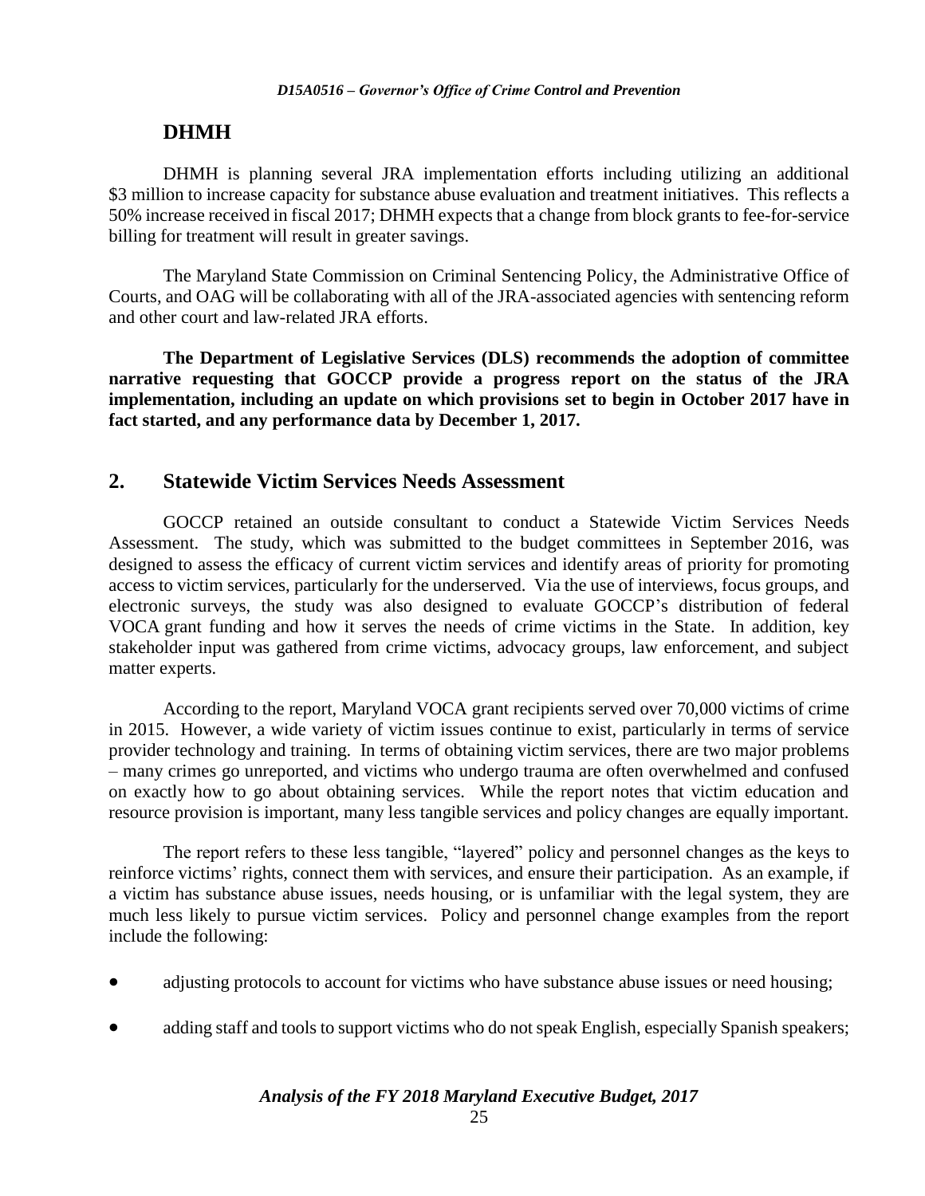### DHMH

DHMH is planning several JRA implementation efforts including utilizing an additional $3 million to increase capacity for substance abuse evaluation and treatment initiatives. This reflects a 50% increase received in fiscal 2017; DHMH expects that a change from block grants to fee-for-service billing for treatment will result in greater savings.

The Maryland State Commission on Criminal Sentencing Policy, the Administrative Office of Courts, and OAG will be collaborating with all of the JRA-associated agencies with sentencing reform and other court and law-related JRA efforts.

**The Department of Legislative Services (DLS) recommends the adoption of committee narrative requesting that GOCCP provide a progress report on the status of the JRA implementation, including an update on which provisions set to begin in October 2017 have in fact started, and any performance data by December 1, 2017.**

## 2. Statewide Victim Services Needs Assessment

GOCCP retained an outside consultant to conduct a Statewide Victim Services Needs Assessment. The study, which was submitted to the budget committees in September 2016, was designed to assess the efficacy of current victim services and identify areas of priority for promoting access to victim services, particularly for the underserved. Via the use of interviews, focus groups, and electronic surveys, the study was also designed to evaluate GOCCP's distribution of federal VOCA grant funding and how it serves the needs of crime victims in the State. In addition, key stakeholder input was gathered from crime victims, advocacy groups, law enforcement, and subject matter experts.

According to the report, Maryland VOCA grant recipients served over 70,000 victims of crime in 2015. However, a wide variety of victim issues continue to exist, particularly in terms of service provider technology and training. In terms of obtaining victim services, there are two major problems – many crimes go unreported, and victims who undergo trauma are often overwhelmed and confused on exactly how to go about obtaining services. While the report notes that victim education and resource provision is important, many less tangible services and policy changes are equally important.

The report refers to these less tangible, "layered" policy and personnel changes as the keys to reinforce victims' rights, connect them with services, and ensure their participation. As an example, if a victim has substance abuse issues, needs housing, or is unfamiliar with the legal system, they are much less likely to pursue victim services. Policy and personnel change examples from the report include the following:

- adjusting protocols to account for victims who have substance abuse issues or need housing;
- adding staff and tools to support victims who do not speak English, especially Spanish speakers;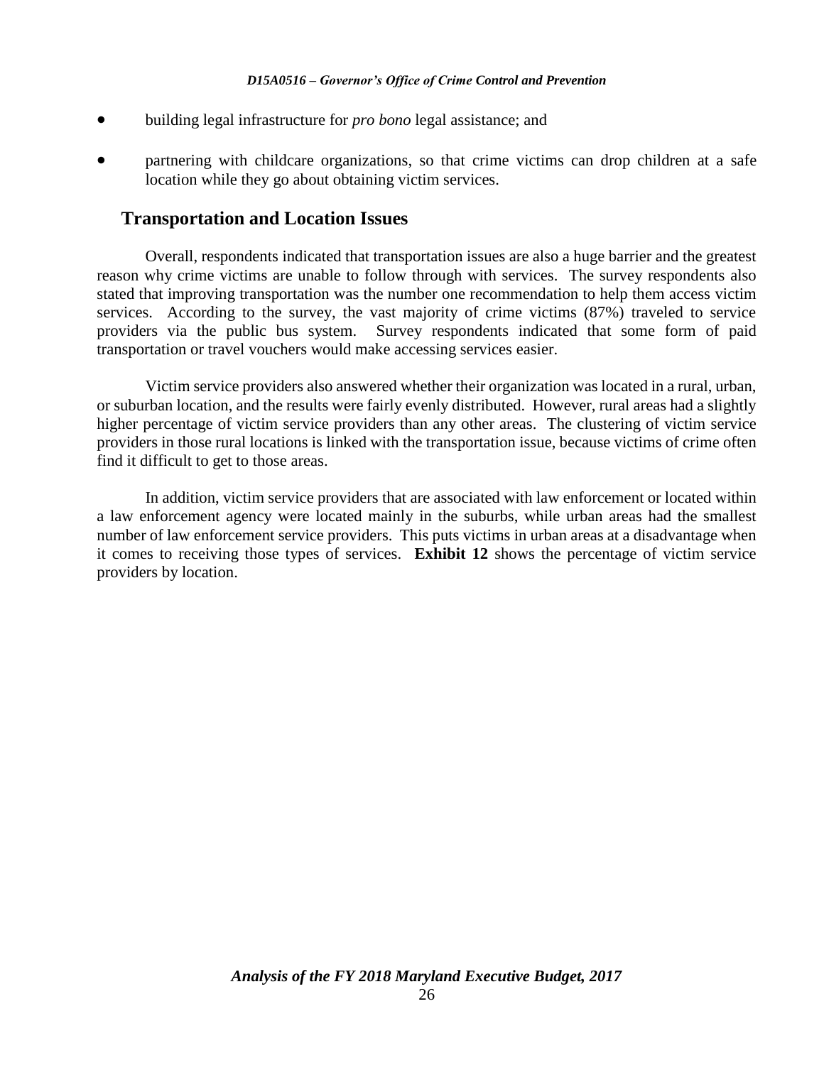- building legal infrastructure for *pro bono* legal assistance; and

- partnering with childcare organizations, so that crime victims can drop children at a safe location while they go about obtaining victim services.

## Transportation and Location Issues

Overall, respondents indicated that transportation issues are also a huge barrier and the greatest reason why crime victims are unable to follow through with services. The survey respondents also stated that improving transportation was the number one recommendation to help them access victim services. According to the survey, the vast majority of crime victims (87%) traveled to service providers via the public bus system. Survey respondents indicated that some form of paid transportation or travel vouchers would make accessing services easier.

Victim service providers also answered whether their organization was located in a rural, urban, or suburban location, and the results were fairly evenly distributed. However, rural areas had a slightly higher percentage of victim service providers than any other areas. The clustering of victim service providers in those rural locations is linked with the transportation issue, because victims of crime often find it difficult to get to those areas.

In addition, victim service providers that are associated with law enforcement or located within a law enforcement agency were located mainly in the suburbs, while urban areas had the smallest number of law enforcement service providers. This puts victims in urban areas at a disadvantage when it comes to receiving those types of services. **Exhibit 12** shows the percentage of victim service providers by location.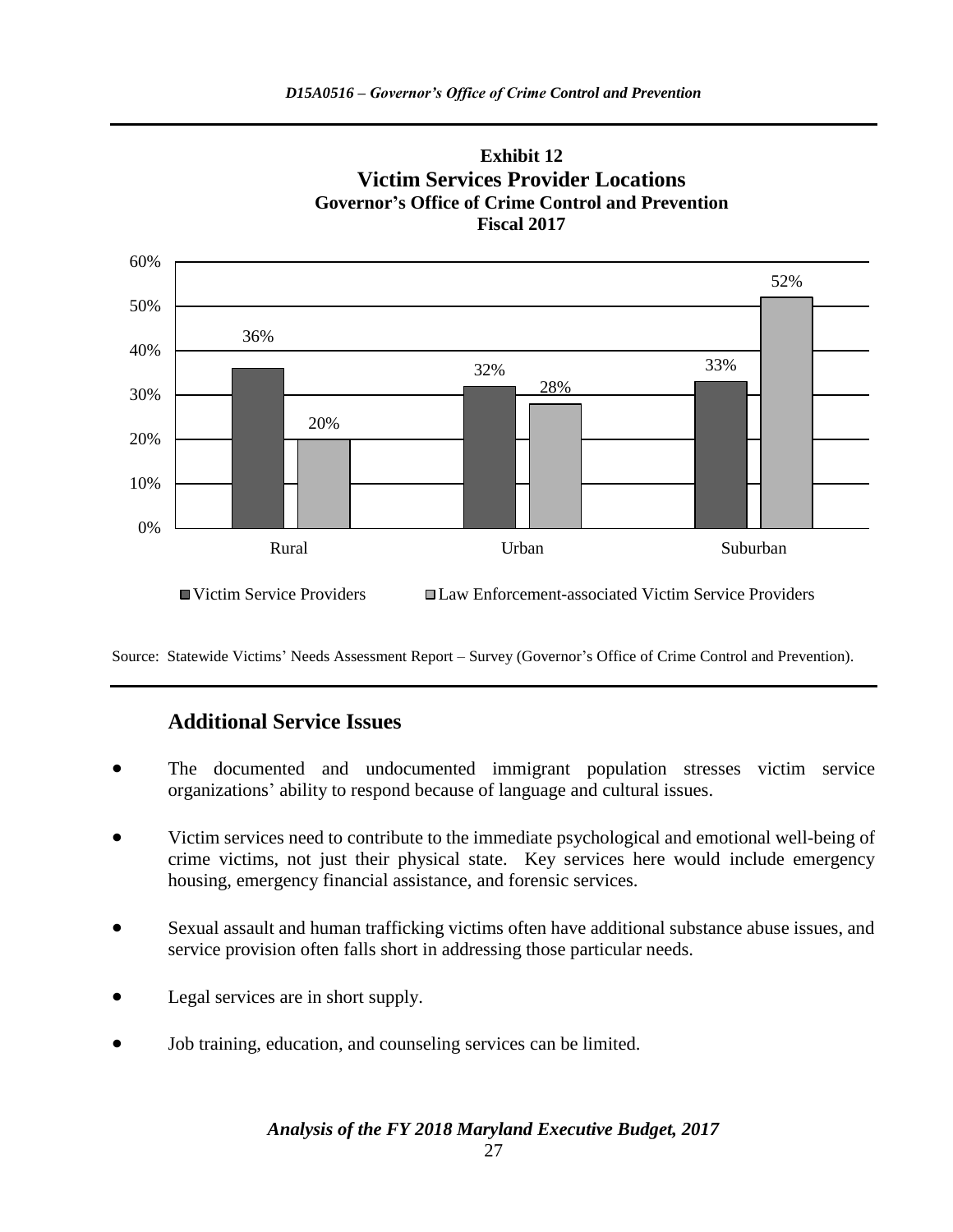**Exhibit 12**
**Victim Services Provider Locations**
**Governor's Office of Crime Control and Prevention**
**Fiscal 2017**

60%
50%
40%
30%
20%
10%
0%

36%
20%
32%
28%
33%
52%

Rural
Urban
Suburban

Victim Service Providers
Law Enforcement-associated Victim Service Providers

Source: Statewide Victims' Needs Assessment Report – Survey (Governor's Office of Crime Control and Prevention).

## Additional Service Issues

- The documented and undocumented immigrant population stresses victim service organizations' ability to respond because of language and cultural issues.
- Victim services need to contribute to the immediate psychological and emotional well-being of crime victims, not just their physical state. Key services here would include emergency housing, emergency financial assistance, and forensic services.
- Sexual assault and human trafficking victims often have additional substance abuse issues, and service provision often falls short in addressing those particular needs.
- Legal services are in short supply.
- Job training, education, and counseling services can be limited.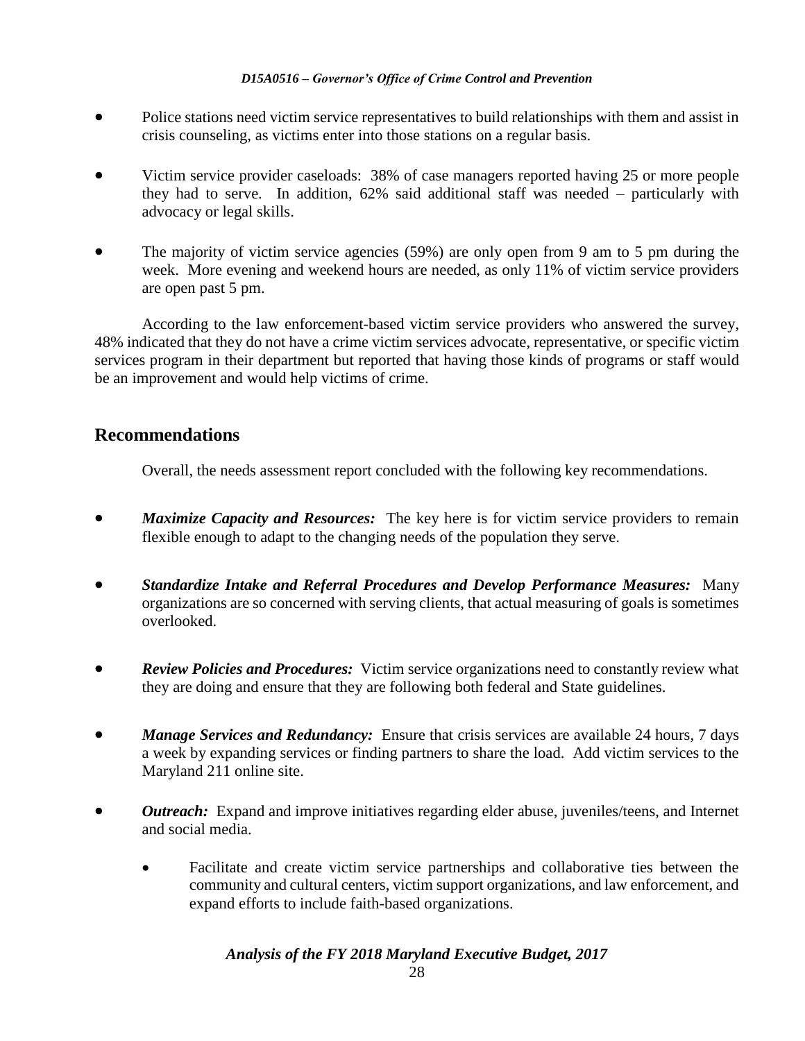- Police stations need victim service representatives to build relationships with them and assist in crisis counseling, as victims enter into those stations on a regular basis.

- Victim service provider caseloads: 38% of case managers reported having 25 or more people they had to serve. In addition, 62% said additional staff was needed – particularly with advocacy or legal skills.

- The majority of victim service agencies (59%) are only open from 9 am to 5 pm during the week. More evening and weekend hours are needed, as only 11% of victim service providers are open past 5 pm.

According to the law enforcement-based victim service providers who answered the survey, 48% indicated that they do not have a crime victim services advocate, representative, or specific victim services program in their department but reported that having those kinds of programs or staff would be an improvement and would help victims of crime.

## Recommendations

Overall, the needs assessment report concluded with the following key recommendations.

- ***Maximize Capacity and Resources:*** The key here is for victim service providers to remain flexible enough to adapt to the changing needs of the population they serve.

- ***Standardize Intake and Referral Procedures and Develop Performance Measures:*** Many organizations are so concerned with serving clients, that actual measuring of goals is sometimes overlooked.

- ***Review Policies and Procedures:*** Victim service organizations need to constantly review what they are doing and ensure that they are following both federal and State guidelines.

- ***Manage Services and Redundancy:*** Ensure that crisis services are available 24 hours, 7 days a week by expanding services or finding partners to share the load. Add victim services to the Maryland 211 online site.

- ***Outreach:*** Expand and improve initiatives regarding elder abuse, juveniles/teens, and Internet and social media.
  - Facilitate and create victim service partnerships and collaborative ties between the community and cultural centers, victim support organizations, and law enforcement, and expand efforts to include faith-based organizations.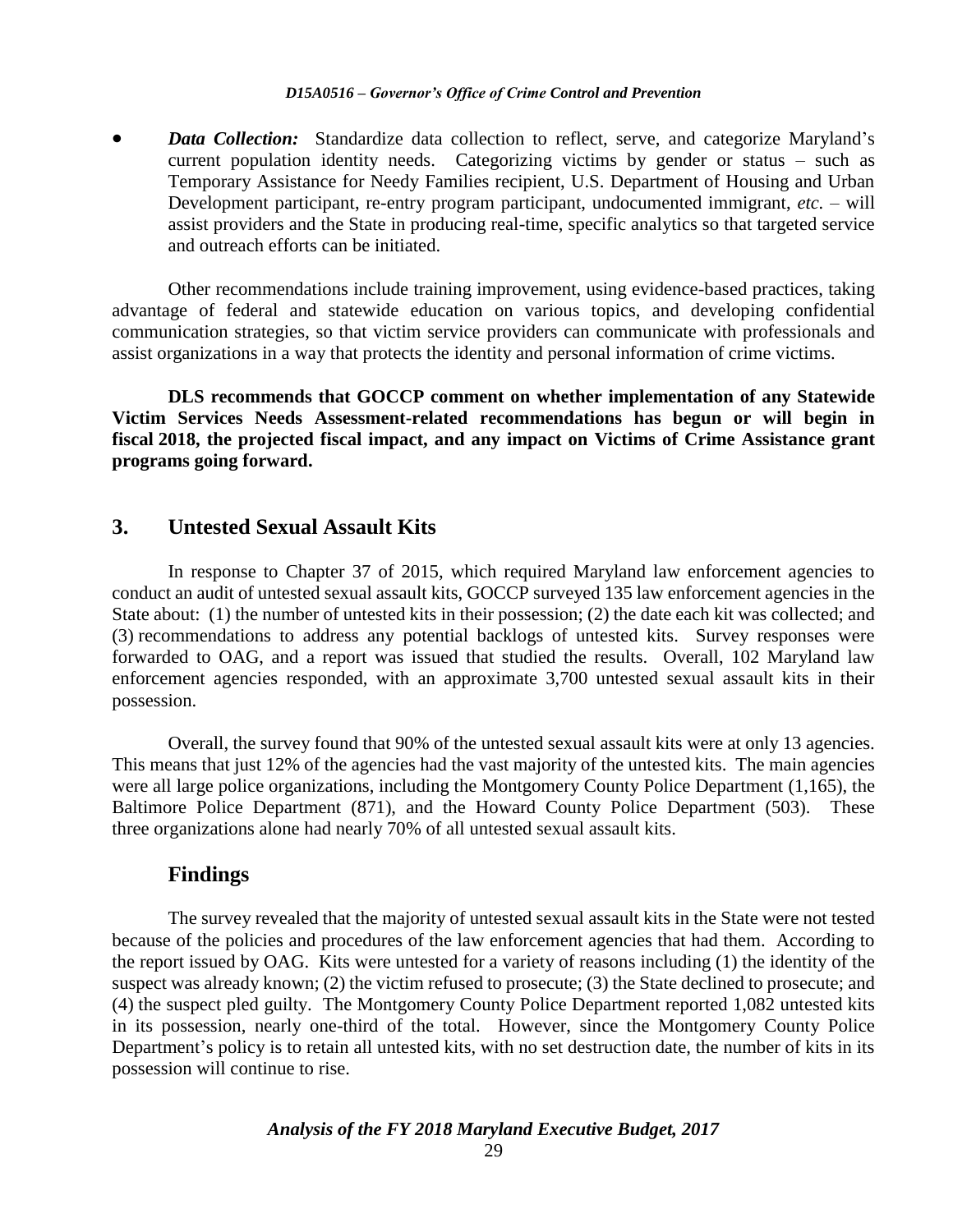- ***Data Collection:*** Standardize data collection to reflect, serve, and categorize Maryland's current population identity needs. Categorizing victims by gender or status – such as Temporary Assistance for Needy Families recipient, U.S. Department of Housing and Urban Development participant, re-entry program participant, undocumented immigrant, *etc.* – will assist providers and the State in producing real-time, specific analytics so that targeted service and outreach efforts can be initiated.

Other recommendations include training improvement, using evidence-based practices, taking advantage of federal and statewide education on various topics, and developing confidential communication strategies, so that victim service providers can communicate with professionals and assist organizations in a way that protects the identity and personal information of crime victims.

**DLS recommends that GOCCP comment on whether implementation of any Statewide Victim Services Needs Assessment-related recommendations has begun or will begin in fiscal 2018, the projected fiscal impact, and any impact on Victims of Crime Assistance grant programs going forward.**

## 3. Untested Sexual Assault Kits

In response to Chapter 37 of 2015, which required Maryland law enforcement agencies to conduct an audit of untested sexual assault kits, GOCCP surveyed 135 law enforcement agencies in the State about: (1) the number of untested kits in their possession; (2) the date each kit was collected; and (3) recommendations to address any potential backlogs of untested kits. Survey responses were forwarded to OAG, and a report was issued that studied the results. Overall, 102 Maryland law enforcement agencies responded, with an approximate 3,700 untested sexual assault kits in their possession.

Overall, the survey found that 90% of the untested sexual assault kits were at only 13 agencies. This means that just 12% of the agencies had the vast majority of the untested kits. The main agencies were all large police organizations, including the Montgomery County Police Department (1,165), the Baltimore Police Department (871), and the Howard County Police Department (503). These three organizations alone had nearly 70% of all untested sexual assault kits.

### Findings

The survey revealed that the majority of untested sexual assault kits in the State were not tested because of the policies and procedures of the law enforcement agencies that had them. According to the report issued by OAG. Kits were untested for a variety of reasons including (1) the identity of the suspect was already known; (2) the victim refused to prosecute; (3) the State declined to prosecute; and (4) the suspect pled guilty. The Montgomery County Police Department reported 1,082 untested kits in its possession, nearly one-third of the total. However, since the Montgomery County Police Department's policy is to retain all untested kits, with no set destruction date, the number of kits in its possession will continue to rise.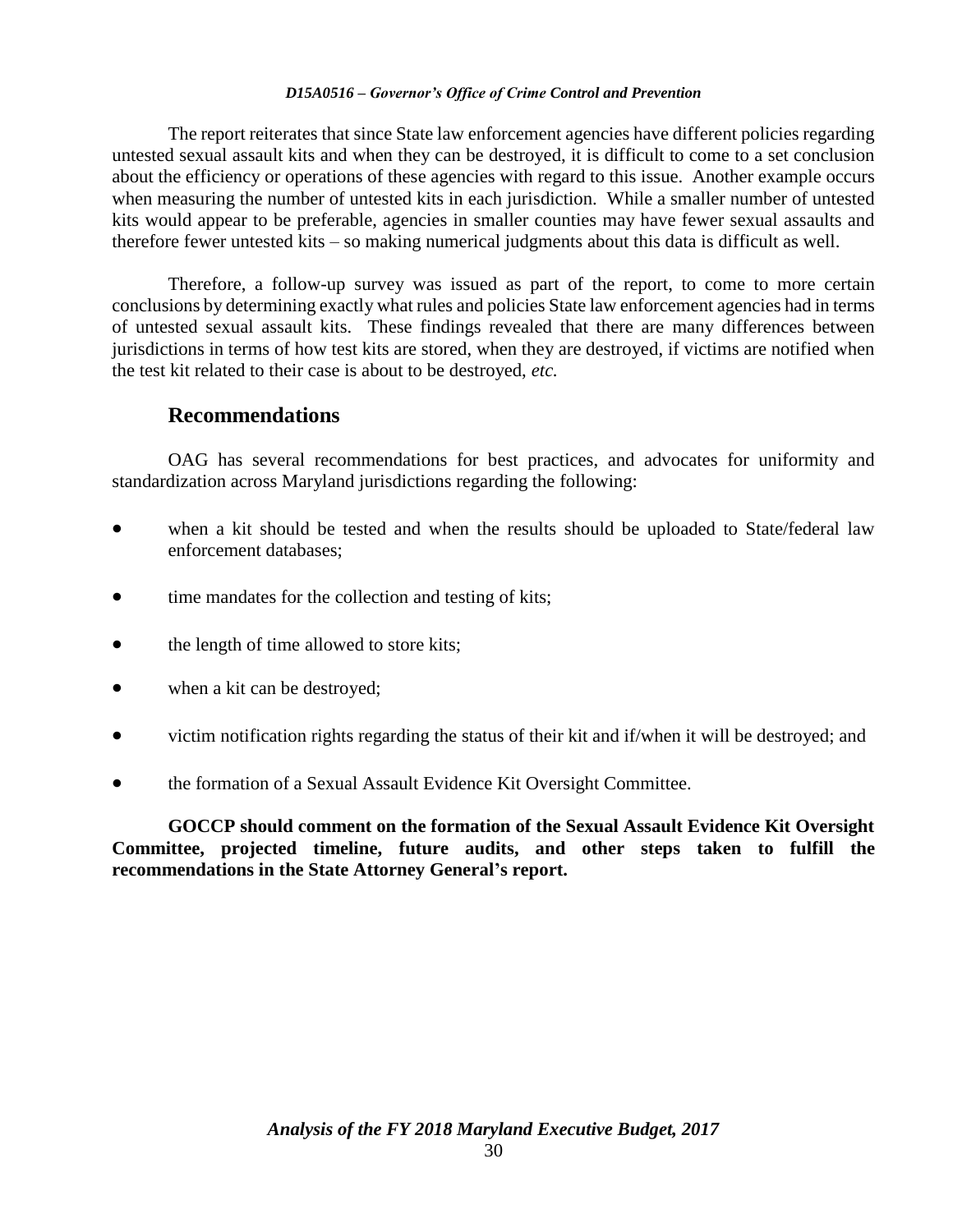The report reiterates that since State law enforcement agencies have different policies regarding untested sexual assault kits and when they can be destroyed, it is difficult to come to a set conclusion about the efficiency or operations of these agencies with regard to this issue. Another example occurs when measuring the number of untested kits in each jurisdiction. While a smaller number of untested kits would appear to be preferable, agencies in smaller counties may have fewer sexual assaults and therefore fewer untested kits – so making numerical judgments about this data is difficult as well.

Therefore, a follow-up survey was issued as part of the report, to come to more certain conclusions by determining exactly what rules and policies State law enforcement agencies had in terms of untested sexual assault kits. These findings revealed that there are many differences between jurisdictions in terms of how test kits are stored, when they are destroyed, if victims are notified when the test kit related to their case is about to be destroyed, *etc.*

## Recommendations

OAG has several recommendations for best practices, and advocates for uniformity and standardization across Maryland jurisdictions regarding the following:

- when a kit should be tested and when the results should be uploaded to State/federal law enforcement databases;
- time mandates for the collection and testing of kits;
- the length of time allowed to store kits;
- when a kit can be destroyed;
- victim notification rights regarding the status of their kit and if/when it will be destroyed; and
- the formation of a Sexual Assault Evidence Kit Oversight Committee.

**GOCCP should comment on the formation of the Sexual Assault Evidence Kit Oversight Committee, projected timeline, future audits, and other steps taken to fulfill the recommendations in the State Attorney General's report.**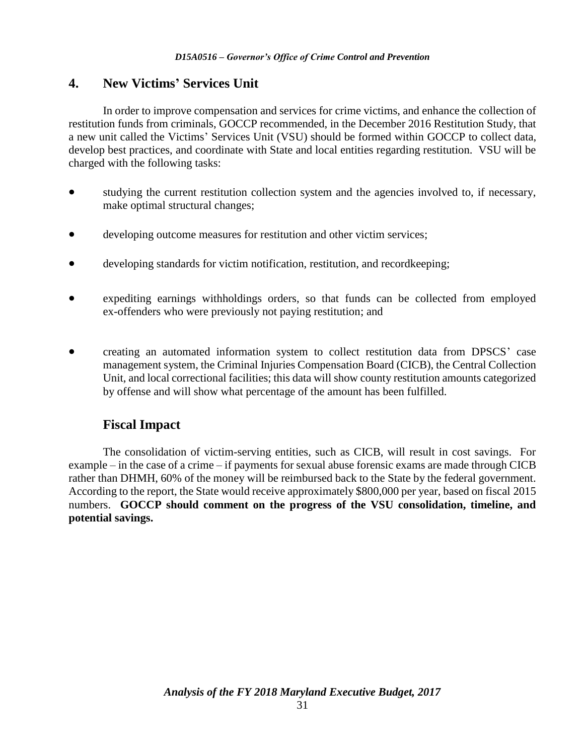## 4. New Victims' Services Unit

In order to improve compensation and services for crime victims, and enhance the collection of restitution funds from criminals, GOCCP recommended, in the December 2016 Restitution Study, that a new unit called the Victims' Services Unit (VSU) should be formed within GOCCP to collect data, develop best practices, and coordinate with State and local entities regarding restitution. VSU will be charged with the following tasks:

- studying the current restitution collection system and the agencies involved to, if necessary, make optimal structural changes;
- developing outcome measures for restitution and other victim services;
- developing standards for victim notification, restitution, and recordkeeping;
- expediting earnings withholdings orders, so that funds can be collected from employed ex-offenders who were previously not paying restitution; and
- creating an automated information system to collect restitution data from DPSCS' case management system, the Criminal Injuries Compensation Board (CICB), the Central Collection Unit, and local correctional facilities; this data will show county restitution amounts categorized by offense and will show what percentage of the amount has been fulfilled.

### Fiscal Impact

The consolidation of victim-serving entities, such as CICB, will result in cost savings. For example – in the case of a crime – if payments for sexual abuse forensic exams are made through CICB rather than DHMH, 60% of the money will be reimbursed back to the State by the federal government. According to the report, the State would receive approximately $800,000 per year, based on fiscal 2015 numbers. **GOCCP should comment on the progress of the VSU consolidation, timeline, and potential savings.**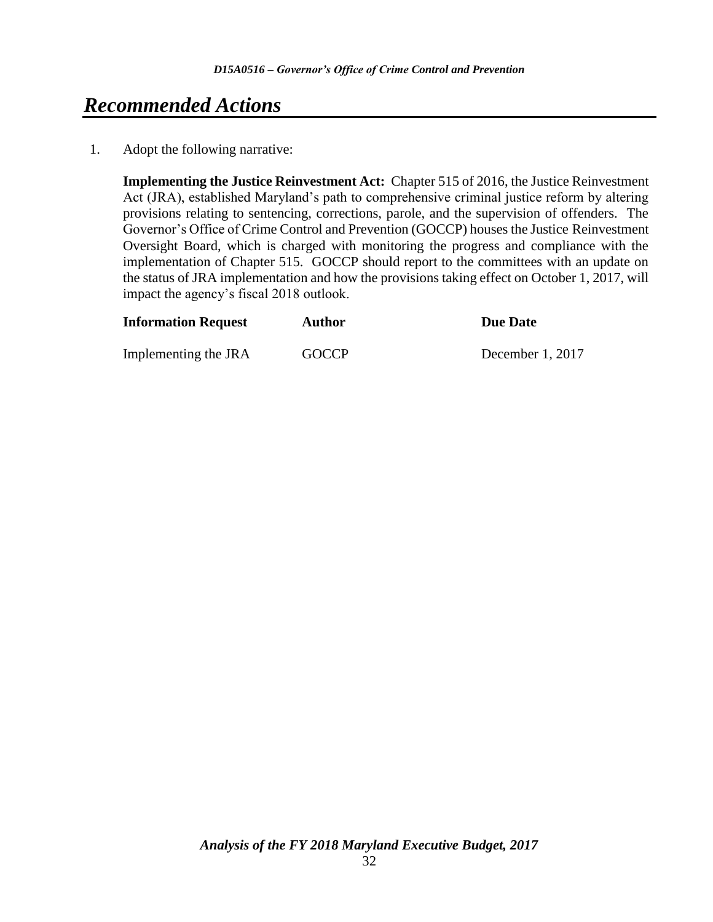# *Recommended Actions*

1. Adopt the following narrative:

   **Implementing the Justice Reinvestment Act:** Chapter 515 of 2016, the Justice Reinvestment Act (JRA), established Maryland's path to comprehensive criminal justice reform by altering provisions relating to sentencing, corrections, parole, and the supervision of offenders. The Governor's Office of Crime Control and Prevention (GOCCP) houses the Justice Reinvestment Oversight Board, which is charged with monitoring the progress and compliance with the implementation of Chapter 515. GOCCP should report to the committees with an update on the status of JRA implementation and how the provisions taking effect on October 1, 2017, will impact the agency's fiscal 2018 outlook.

| **Information Request** | **Author** | **Due Date** |
| --- | --- | --- |
| Implementing the JRA | GOCCP | December 1, 2017 |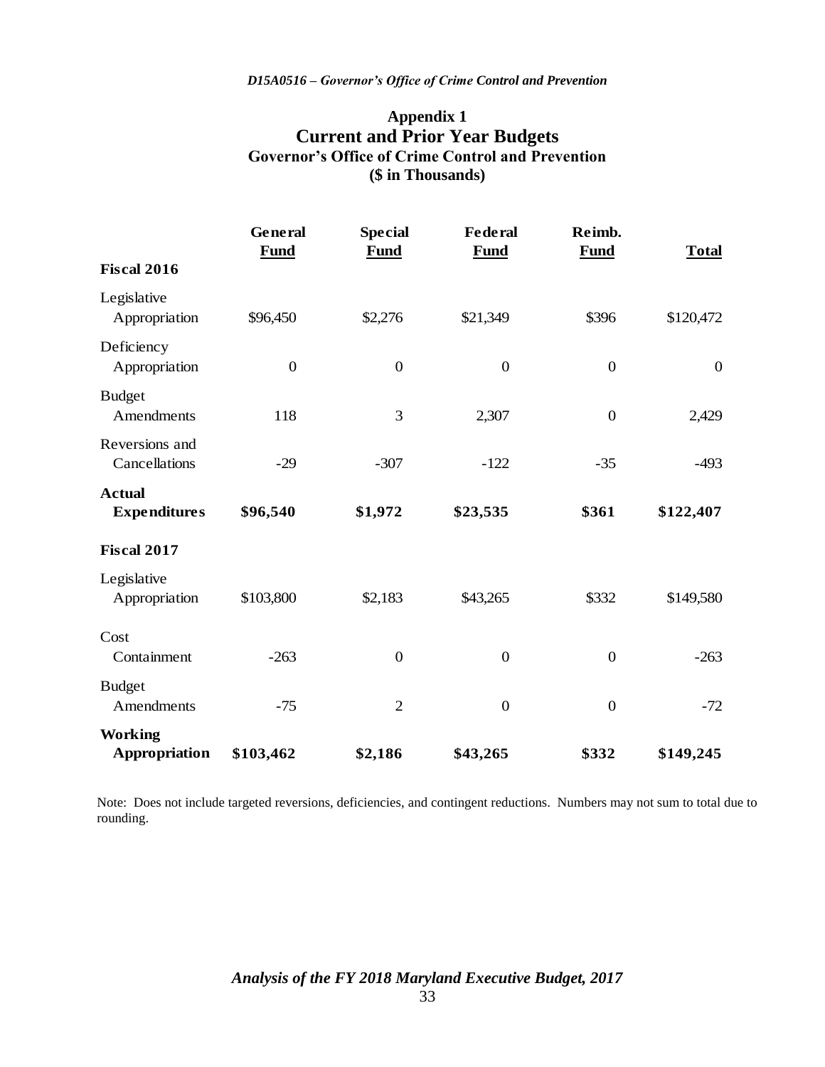## Appendix 1
## Current and Prior Year Budgets
### Governor's Office of Crime Control and Prevention
### ($ in Thousands)

| | General Fund | Special Fund | Federal Fund | Reimb. Fund | Total |
|---|---|---|---|---|---|
| **Fiscal 2016** | | | | | |
| Legislative Appropriation | $96,450 | $2,276 | $21,349 | $396 | $120,472 |
| Deficiency Appropriation | 0 | 0 | 0 | 0 | 0 |
| Budget Amendments | 118 | 3 | 2,307 | 0 | 2,429 |
| Reversions and Cancellations | -29 | -307 | -122 | -35 | -493 |
| **Actual Expenditures** | **$96,540** | **$1,972** | **$23,535** | **$361** | **$122,407** |
| **Fiscal 2017** | | | | | |
| Legislative Appropriation | $103,800 | $2,183 | $43,265 | $332 | $149,580 |
| Cost Containment | -263 | 0 | 0 | 0 | -263 |
| Budget Amendments | -75 | 2 | 0 | 0 | -72 |
| **Working Appropriation** | **$103,462** | **$2,186** | **$43,265** | **$332** | **$149,245** |

Note: Does not include targeted reversions, deficiencies, and contingent reductions. Numbers may not sum to total due to rounding.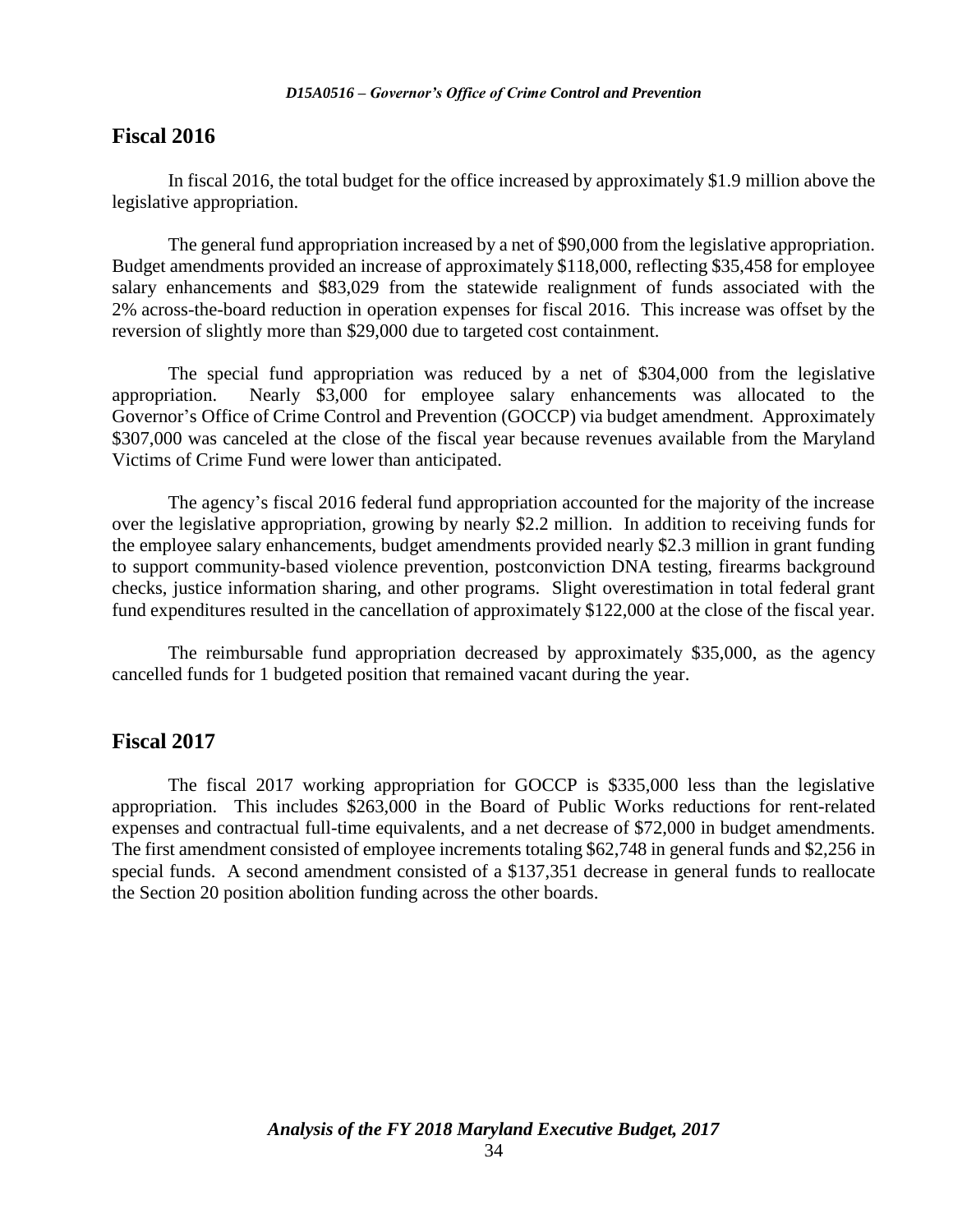## Fiscal 2016

In fiscal 2016, the total budget for the office increased by approximately $1.9 million above the legislative appropriation.

The general fund appropriation increased by a net of $90,000 from the legislative appropriation. Budget amendments provided an increase of approximately $118,000, reflecting $35,458 for employee salary enhancements and $83,029 from the statewide realignment of funds associated with the 2% across-the-board reduction in operation expenses for fiscal 2016. This increase was offset by the reversion of slightly more than $29,000 due to targeted cost containment.

The special fund appropriation was reduced by a net of $304,000 from the legislative appropriation. Nearly $3,000 for employee salary enhancements was allocated to the Governor's Office of Crime Control and Prevention (GOCCP) via budget amendment. Approximately $307,000 was canceled at the close of the fiscal year because revenues available from the Maryland Victims of Crime Fund were lower than anticipated.

The agency's fiscal 2016 federal fund appropriation accounted for the majority of the increase over the legislative appropriation, growing by nearly $2.2 million. In addition to receiving funds for the employee salary enhancements, budget amendments provided nearly $2.3 million in grant funding to support community-based violence prevention, postconviction DNA testing, firearms background checks, justice information sharing, and other programs. Slight overestimation in total federal grant fund expenditures resulted in the cancellation of approximately $122,000 at the close of the fiscal year.

The reimbursable fund appropriation decreased by approximately $35,000, as the agency cancelled funds for 1 budgeted position that remained vacant during the year.

## Fiscal 2017

The fiscal 2017 working appropriation for GOCCP is $335,000 less than the legislative appropriation. This includes $263,000 in the Board of Public Works reductions for rent-related expenses and contractual full-time equivalents, and a net decrease of $72,000 in budget amendments. The first amendment consisted of employee increments totaling $62,748 in general funds and $2,256 in special funds. A second amendment consisted of a $137,351 decrease in general funds to reallocate the Section 20 position abolition funding across the other boards.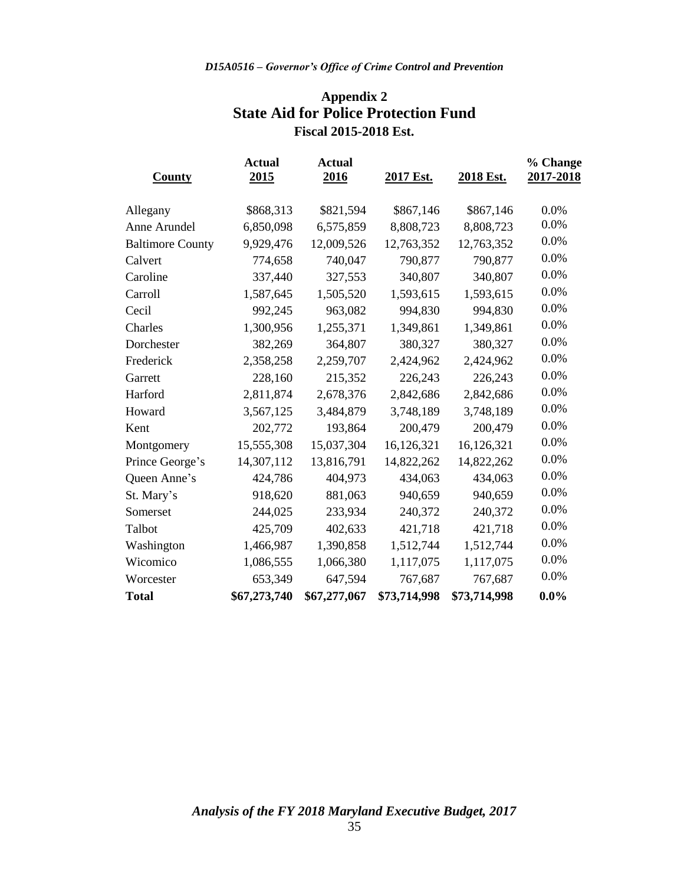## Appendix 2
# State Aid for Police Protection Fund
### Fiscal 2015-2018 Est.

| County | Actual 2015 | Actual 2016 | 2017 Est. | 2018 Est. | % Change 2017-2018 |
|---|---|---|---|---|---|
| Allegany | $868,313 | $821,594 | $867,146 | $867,146 | 0.0% |
| Anne Arundel | 6,850,098 | 6,575,859 | 8,808,723 | 8,808,723 | 0.0% |
| Baltimore County | 9,929,476 | 12,009,526 | 12,763,352 | 12,763,352 | 0.0% |
| Calvert | 774,658 | 740,047 | 790,877 | 790,877 | 0.0% |
| Caroline | 337,440 | 327,553 | 340,807 | 340,807 | 0.0% |
| Carroll | 1,587,645 | 1,505,520 | 1,593,615 | 1,593,615 | 0.0% |
| Cecil | 992,245 | 963,082 | 994,830 | 994,830 | 0.0% |
| Charles | 1,300,956 | 1,255,371 | 1,349,861 | 1,349,861 | 0.0% |
| Dorchester | 382,269 | 364,807 | 380,327 | 380,327 | 0.0% |
| Frederick | 2,358,258 | 2,259,707 | 2,424,962 | 2,424,962 | 0.0% |
| Garrett | 228,160 | 215,352 | 226,243 | 226,243 | 0.0% |
| Harford | 2,811,874 | 2,678,376 | 2,842,686 | 2,842,686 | 0.0% |
| Howard | 3,567,125 | 3,484,879 | 3,748,189 | 3,748,189 | 0.0% |
| Kent | 202,772 | 193,864 | 200,479 | 200,479 | 0.0% |
| Montgomery | 15,555,308 | 15,037,304 | 16,126,321 | 16,126,321 | 0.0% |
| Prince George's | 14,307,112 | 13,816,791 | 14,822,262 | 14,822,262 | 0.0% |
| Queen Anne's | 424,786 | 404,973 | 434,063 | 434,063 | 0.0% |
| St. Mary's | 918,620 | 881,063 | 940,659 | 940,659 | 0.0% |
| Somerset | 244,025 | 233,934 | 240,372 | 240,372 | 0.0% |
| Talbot | 425,709 | 402,633 | 421,718 | 421,718 | 0.0% |
| Washington | 1,466,987 | 1,390,858 | 1,512,744 | 1,512,744 | 0.0% |
| Wicomico | 1,086,555 | 1,066,380 | 1,117,075 | 1,117,075 | 0.0% |
| Worcester | 653,349 | 647,594 | 767,687 | 767,687 | 0.0% |
| **Total** | **$67,273,740** | **$67,277,067** | **$73,714,998** | **$73,714,998** | **0.0%** |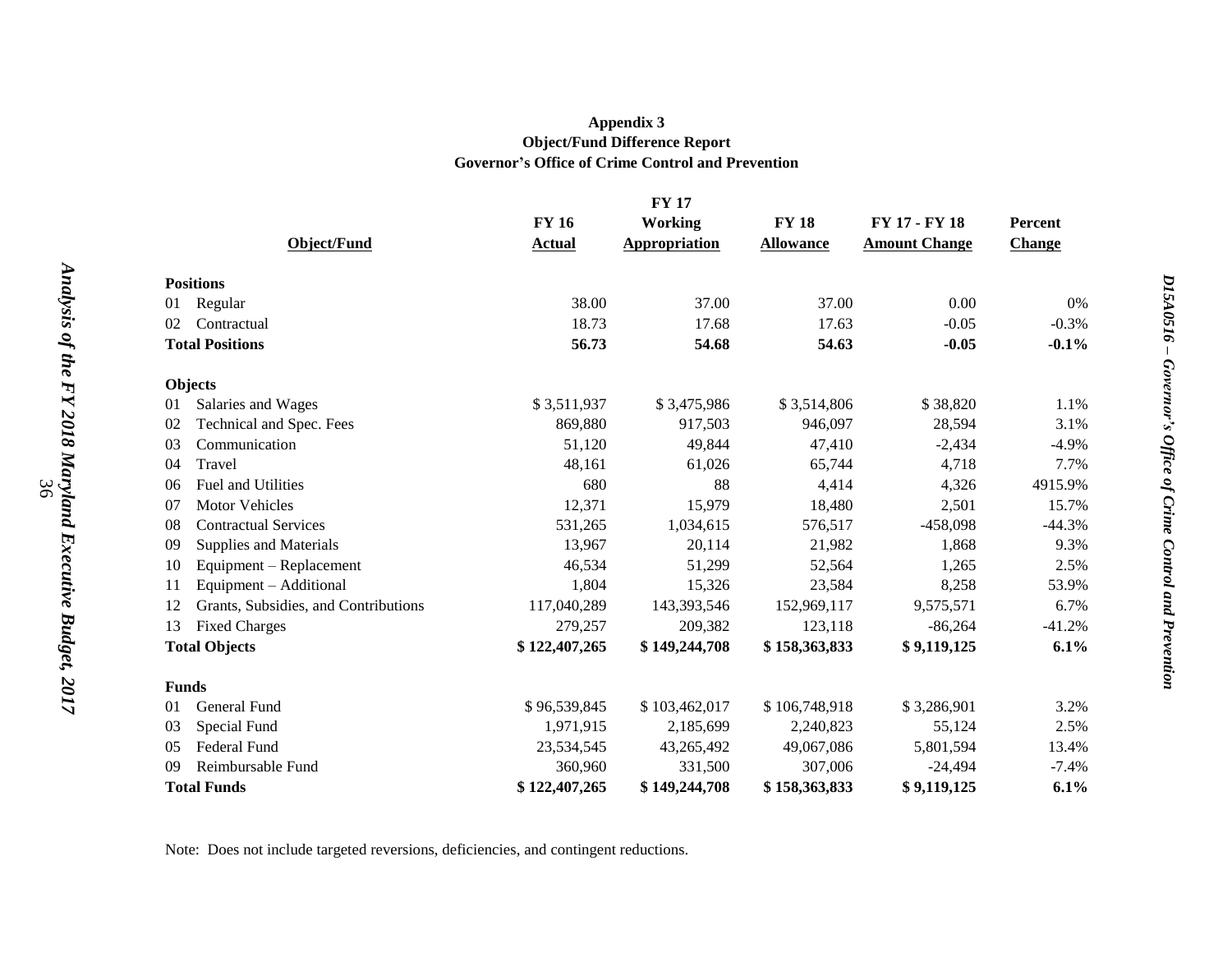**Appendix 3**
**Object/Fund Difference Report**
**Governor's Office of Crime Control and Prevention**

| Object/Fund | FY 16 Actual | FY 17 Working Appropriation | FY 18 Allowance | FY 17 - FY 18 Amount Change | Percent Change |
|---|---|---|---|---|---|
| **Positions** | | | | | |
| 01 Regular | 38.00 | 37.00 | 37.00 | 0.00 | 0% |
| 02 Contractual | 18.73 | 17.68 | 17.63 | -0.05 | -0.3% |
| **Total Positions** | **56.73** | **54.68** | **54.63** | **-0.05** | **-0.1%** |
| **Objects** | | | | | |
| 01 Salaries and Wages | $ 3,511,937 | $ 3,475,986 | $ 3,514,806 | $ 38,820 | 1.1% |
| 02 Technical and Spec. Fees | 869,880 | 917,503 | 946,097 | 28,594 | 3.1% |
| 03 Communication | 51,120 | 49,844 | 47,410 | -2,434 | -4.9% |
| 04 Travel | 48,161 | 61,026 | 65,744 | 4,718 | 7.7% |
| 06 Fuel and Utilities | 680 | 88 | 4,414 | 4,326 | 4915.9% |
| 07 Motor Vehicles | 12,371 | 15,979 | 18,480 | 2,501 | 15.7% |
| 08 Contractual Services | 531,265 | 1,034,615 | 576,517 | -458,098 | -44.3% |
| 09 Supplies and Materials | 13,967 | 20,114 | 21,982 | 1,868 | 9.3% |
| 10 Equipment – Replacement | 46,534 | 51,299 | 52,564 | 1,265 | 2.5% |
| 11 Equipment – Additional | 1,804 | 15,326 | 23,584 | 8,258 | 53.9% |
| 12 Grants, Subsidies, and Contributions | 117,040,289 | 143,393,546 | 152,969,117 | 9,575,571 | 6.7% |
| 13 Fixed Charges | 279,257 | 209,382 | 123,118 | -86,264 | -41.2% |
| **Total Objects** | **$ 122,407,265** | **$ 149,244,708** | **$ 158,363,833** | **$ 9,119,125** | **6.1%** |
| **Funds** | | | | | |
| 01 General Fund | $ 96,539,845 | $ 103,462,017 | $ 106,748,918 | $ 3,286,901 | 3.2% |
| 03 Special Fund | 1,971,915 | 2,185,699 | 2,240,823 | 55,124 | 2.5% |
| 05 Federal Fund | 23,534,545 | 43,265,492 | 49,067,086 | 5,801,594 | 13.4% |
| 09 Reimbursable Fund | 360,960 | 331,500 | 307,006 | -24,494 | -7.4% |
| **Total Funds** | **$ 122,407,265** | **$ 149,244,708** | **$ 158,363,833** | **$ 9,119,125** | **6.1%** |

Note: Does not include targeted reversions, deficiencies, and contingent reductions.